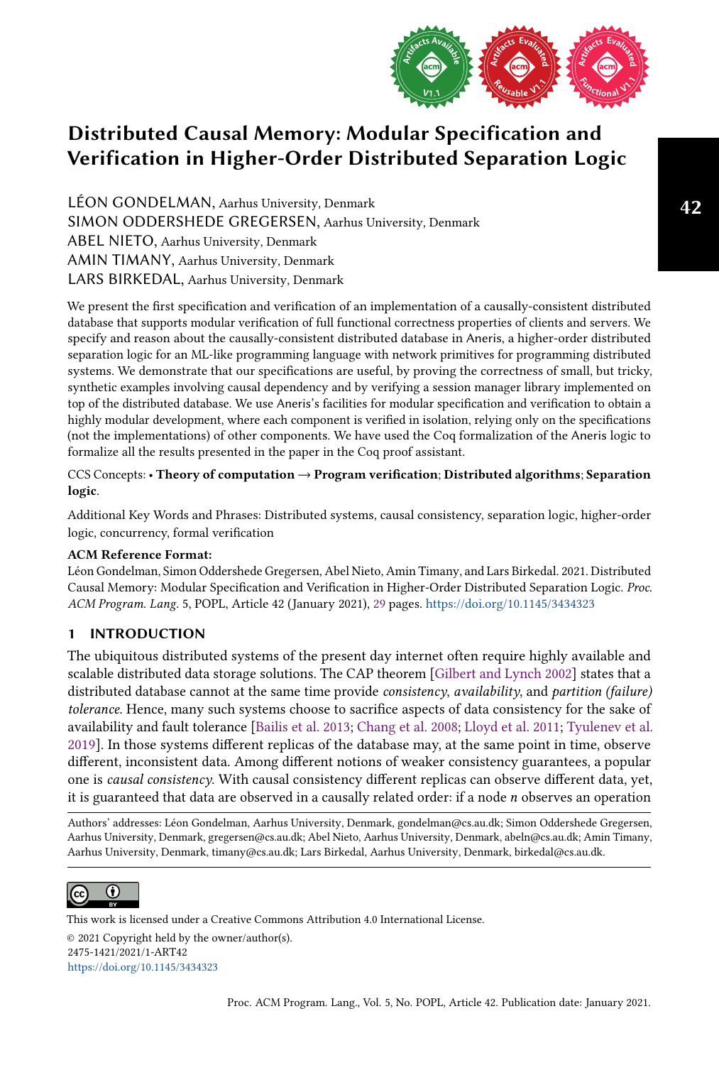# Distributed Causal Memory: Modular Specification and Verification in Higher-Order Distributed Separation Logic

LÉON GONDELMAN, Aarhus University, Denmark
SIMON ODDERSHEDE GREGERSEN, Aarhus University, Denmark
ABEL NIETO, Aarhus University, Denmark
AMIN TIMANY, Aarhus University, Denmark
LARS BIRKEDAL, Aarhus University, Denmark

We present the first specification and verification of an implementation of a causally-consistent distributed database that supports modular verification of full functional correctness properties of clients and servers. We specify and reason about the causally-consistent distributed database in Aneris, a higher-order distributed separation logic for an ML-like programming language with network primitives for programming distributed systems. We demonstrate that our specifications are useful, by proving the correctness of small, but tricky, synthetic examples involving causal dependency and by verifying a session manager library implemented on top of the distributed database. We use Aneris's facilities for modular specification and verification to obtain a highly modular development, where each component is verified in isolation, relying only on the specifications (not the implementations) of other components. We have used the Coq formalization of the Aneris logic to formalize all the results presented in the paper in the Coq proof assistant.

CCS Concepts: • **Theory of computation → Program verification**; **Distributed algorithms**; **Separation logic**.

Additional Key Words and Phrases: Distributed systems, causal consistency, separation logic, higher-order logic, concurrency, formal verification

**ACM Reference Format:**
Léon Gondelman, Simon Oddershede Gregersen, Abel Nieto, Amin Timany, and Lars Birkedal. 2021. Distributed Causal Memory: Modular Specification and Verification in Higher-Order Distributed Separation Logic. *Proc. ACM Program. Lang.* 5, POPL, Article 42 (January 2021), 29 pages. https://doi.org/10.1145/3434323

## 1 INTRODUCTION

The ubiquitous distributed systems of the present day internet often require highly available and scalable distributed data storage solutions. The CAP theorem [Gilbert and Lynch 2002] states that a distributed database cannot at the same time provide *consistency*, *availability*, and *partition (failure) tolerance*. Hence, many such systems choose to sacrifice aspects of data consistency for the sake of availability and fault tolerance [Bailis et al. 2013; Chang et al. 2008; Lloyd et al. 2011; Tyulenev et al. 2019]. In those systems different replicas of the database may, at the same point in time, observe different, inconsistent data. Among different notions of weaker consistency guarantees, a popular one is *causal consistency*. With causal consistency different replicas can observe different data, yet, it is guaranteed that data are observed in a causally related order: if a node $n$ observes an operation

Authors' addresses: Léon Gondelman, Aarhus University, Denmark, gondelman@cs.au.dk; Simon Oddershede Gregersen, Aarhus University, Denmark, gregersen@cs.au.dk; Abel Nieto, Aarhus University, Denmark, abeln@cs.au.dk; Amin Timany, Aarhus University, Denmark, timany@cs.au.dk; Lars Birkedal, Aarhus University, Denmark, birkedal@cs.au.dk.

This work is licensed under a Creative Commons Attribution 4.0 International License.
© 2021 Copyright held by the owner/author(s).
2475-1421/2021/1-ART42
https://doi.org/10.1145/3434323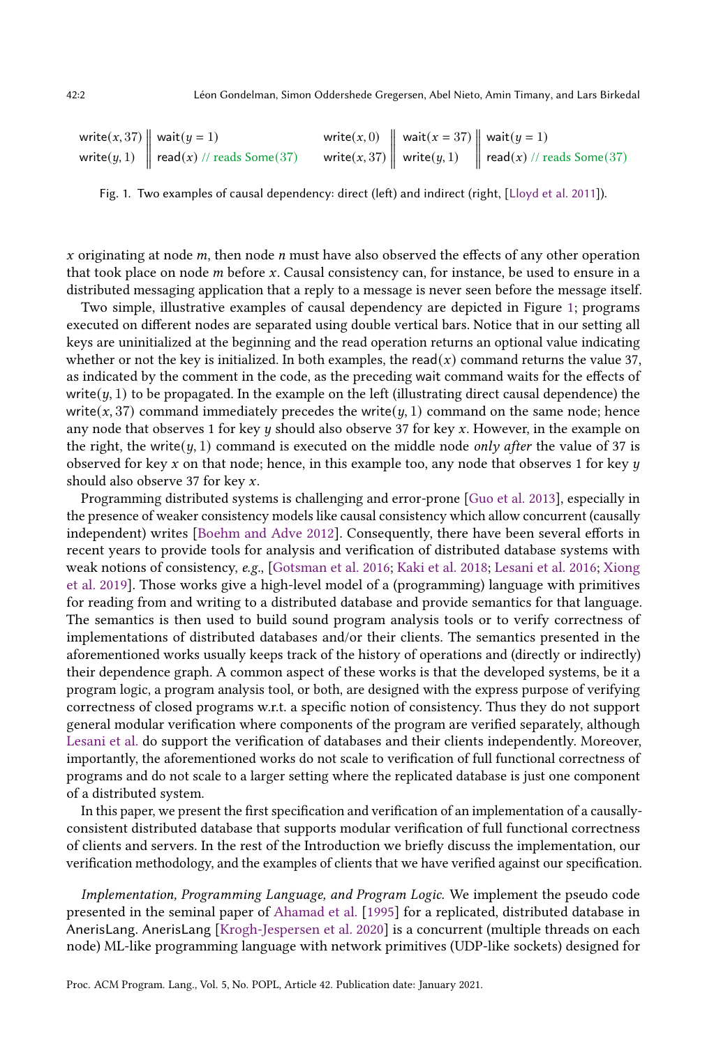```
write(x, 37) ‖ wait(y = 1)                       write(x, 0)  ‖ wait(x = 37) ‖ wait(y = 1)
write(y, 1)  ‖ read(x) // reads Some(37)         write(x, 37) ‖ write(y, 1)  ‖ read(x) // reads Some(37)
```

Fig. 1. Two examples of causal dependency: direct (left) and indirect (right, [Lloyd et al. 2011]).

$x$ originating at node $m$, then node $n$ must have also observed the effects of any other operation that took place on node $m$ before $x$. Causal consistency can, for instance, be used to ensure in a distributed messaging application that a reply to a message is never seen before the message itself.

Two simple, illustrative examples of causal dependency are depicted in Figure 1; programs executed on different nodes are separated using double vertical bars. Notice that in our setting all keys are uninitialized at the beginning and the read operation returns an optional value indicating whether or not the key is initialized. In both examples, the $\mathsf{read}(x)$ command returns the value 37, as indicated by the comment in the code, as the preceding wait command waits for the effects of $\mathsf{write}(y, 1)$ to be propagated. In the example on the left (illustrating direct causal dependence) the $\mathsf{write}(x, 37)$ command immediately precedes the $\mathsf{write}(y, 1)$ command on the same node; hence any node that observes 1 for key $y$ should also observe 37 for key $x$. However, in the example on the right, the $\mathsf{write}(y, 1)$ command is executed on the middle node *only after* the value of 37 is observed for key $x$ on that node; hence, in this example too, any node that observes 1 for key $y$ should also observe 37 for key $x$.

Programming distributed systems is challenging and error-prone [Guo et al. 2013], especially in the presence of weaker consistency models like causal consistency which allow concurrent (causally independent) writes [Boehm and Adve 2012]. Consequently, there have been several efforts in recent years to provide tools for analysis and verification of distributed database systems with weak notions of consistency, *e.g.*, [Gotsman et al. 2016; Kaki et al. 2018; Lesani et al. 2016; Xiong et al. 2019]. Those works give a high-level model of a (programming) language with primitives for reading from and writing to a distributed database and provide semantics for that language. The semantics is then used to build sound program analysis tools or to verify correctness of implementations of distributed databases and/or their clients. The semantics presented in the aforementioned works usually keeps track of the history of operations and (directly or indirectly) their dependence graph. A common aspect of these works is that the developed systems, be it a program logic, a program analysis tool, or both, are designed with the express purpose of verifying correctness of closed programs w.r.t. a specific notion of consistency. Thus they do not support general modular verification where components of the program are verified separately, although Lesani et al. do support the verification of databases and their clients independently. Moreover, importantly, the aforementioned works do not scale to verification of full functional correctness of programs and do not scale to a larger setting where the replicated database is just one component of a distributed system.

In this paper, we present the first specification and verification of an implementation of a causally-consistent distributed database that supports modular verification of full functional correctness of clients and servers. In the rest of the Introduction we briefly discuss the implementation, our verification methodology, and the examples of clients that we have verified against our specification.

*Implementation, Programming Language, and Program Logic.* We implement the pseudo code presented in the seminal paper of Ahamad et al. [1995] for a replicated, distributed database in AnerisLang. AnerisLang [Krogh-Jespersen et al. 2020] is a concurrent (multiple threads on each node) ML-like programming language with network primitives (UDP-like sockets) designed for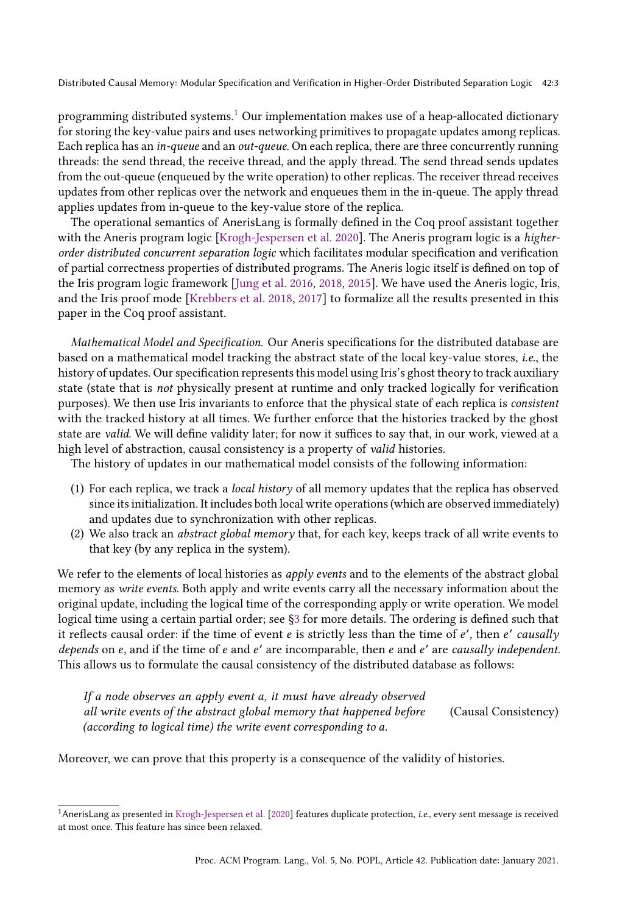programming distributed systems.[1] Our implementation makes use of a heap-allocated dictionary for storing the key-value pairs and uses networking primitives to propagate updates among replicas. Each replica has an *in-queue* and an *out-queue*. On each replica, there are three concurrently running threads: the send thread, the receive thread, and the apply thread. The send thread sends updates from the out-queue (enqueued by the write operation) to other replicas. The receiver thread receives updates from other replicas over the network and enqueues them in the in-queue. The apply thread applies updates from in-queue to the key-value store of the replica.

The operational semantics of AnerisLang is formally defined in the Coq proof assistant together with the Aneris program logic [Krogh-Jespersen et al. 2020]. The Aneris program logic is a *higher-order distributed concurrent separation logic* which facilitates modular specification and verification of partial correctness properties of distributed programs. The Aneris logic itself is defined on top of the Iris program logic framework [Jung et al. 2016, 2018, 2015]. We have used the Aneris logic, Iris, and the Iris proof mode [Krebbers et al. 2018, 2017] to formalize all the results presented in this paper in the Coq proof assistant.

*Mathematical Model and Specification.* Our Aneris specifications for the distributed database are based on a mathematical model tracking the abstract state of the local key-value stores, *i.e.,* the history of updates. Our specification represents this model using Iris's ghost theory to track auxiliary state (state that is *not* physically present at runtime and only tracked logically for verification purposes). We then use Iris invariants to enforce that the physical state of each replica is *consistent* with the tracked history at all times. We further enforce that the histories tracked by the ghost state are *valid*. We will define validity later; for now it suffices to say that, in our work, viewed at a high level of abstraction, causal consistency is a property of *valid* histories.

The history of updates in our mathematical model consists of the following information:

1. For each replica, we track a *local history* of all memory updates that the replica has observed since its initialization. It includes both local write operations (which are observed immediately) and updates due to synchronization with other replicas.
2. We also track an *abstract global memory* that, for each key, keeps track of all write events to that key (by any replica in the system).

We refer to the elements of local histories as *apply events* and to the elements of the abstract global memory as *write events*. Both apply and write events carry all the necessary information about the original update, including the logical time of the corresponding apply or write operation. We model logical time using a certain partial order; see §3 for more details. The ordering is defined such that it reflects causal order: if the time of event $e$ is strictly less than the time of $e'$, then $e'$ *causally depends* on $e$, and if the time of $e$ and $e'$ are incomparable, then $e$ and $e'$ are *causally independent*. This allows us to formulate the causal consistency of the distributed database as follows:

> *If a node observes an apply event a, it must have already observed all write events of the abstract global memory that happened before (according to logical time) the write event corresponding to a.* (Causal Consistency)

Moreover, we can prove that this property is a consequence of the validity of histories.

[1] AnerisLang as presented in Krogh-Jespersen et al. [2020] features duplicate protection, *i.e.*, every sent message is received at most once. This feature has since been relaxed.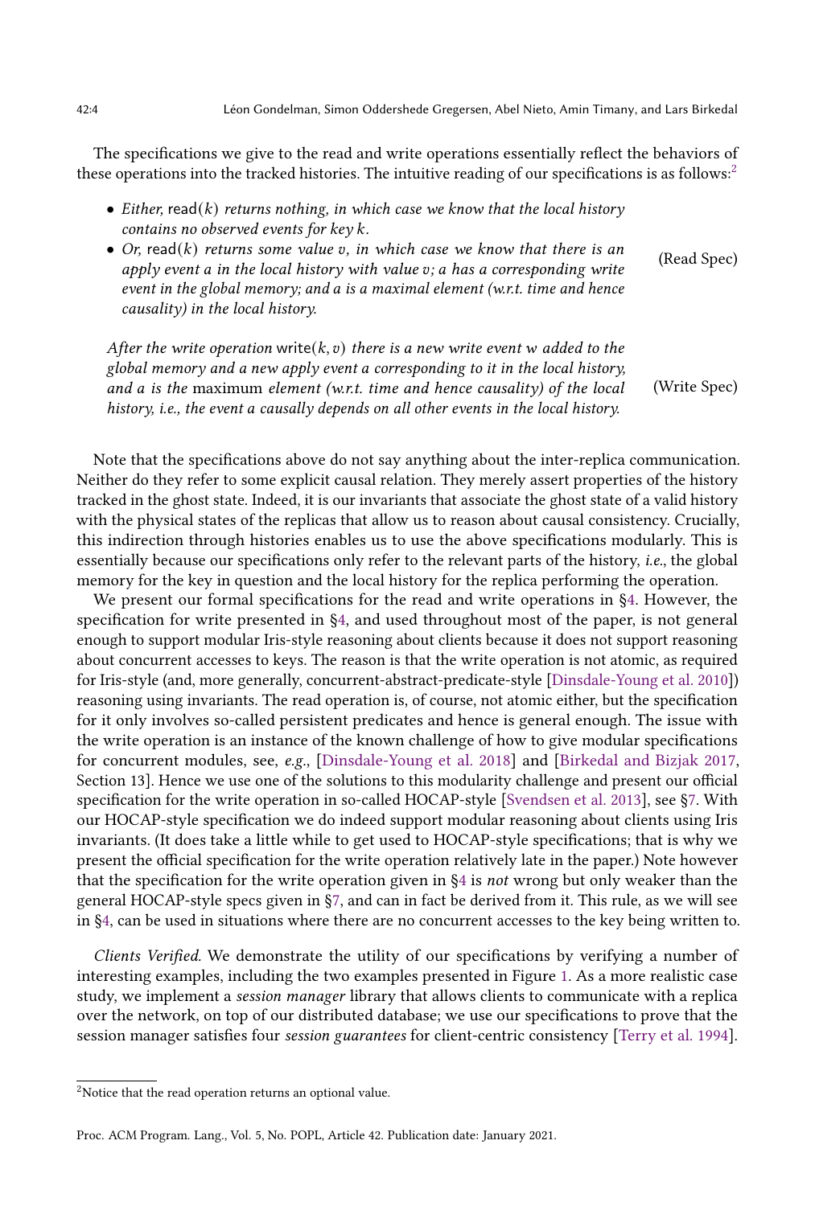The specifications we give to the read and write operations essentially reflect the behaviors of these operations into the tracked histories. The intuitive reading of our specifications is as follows:[2]

- *Either,* read($k$) *returns nothing, in which case we know that the local history contains no observed events for key $k$.*
- *Or,* read($k$) *returns some value $v$, in which case we know that there is an apply event $a$ in the local history with value $v$; $a$ has a corresponding write event in the global memory; and $a$ is a maximal element (w.r.t. time and hence causality) in the local history.* (Read Spec)

*After the write operation* write($k, v$) *there is a new write event $w$ added to the global memory and a new apply event $a$ corresponding to it in the local history, and $a$ is the* maximum *element (w.r.t. time and hence causality) of the local history, i.e., the event $a$ causally depends on all other events in the local history.* (Write Spec)

Note that the specifications above do not say anything about the inter-replica communication. Neither do they refer to some explicit causal relation. They merely assert properties of the history tracked in the ghost state. Indeed, it is our invariants that associate the ghost state of a valid history with the physical states of the replicas that allow us to reason about causal consistency. Crucially, this indirection through histories enables us to use the above specifications modularly. This is essentially because our specifications only refer to the relevant parts of the history, *i.e.*, the global memory for the key in question and the local history for the replica performing the operation.

We present our formal specifications for the read and write operations in §4. However, the specification for write presented in §4, and used throughout most of the paper, is not general enough to support modular Iris-style reasoning about clients because it does not support reasoning about concurrent accesses to keys. The reason is that the write operation is not atomic, as required for Iris-style (and, more generally, concurrent-abstract-predicate-style [Dinsdale-Young et al. 2010]) reasoning using invariants. The read operation is, of course, not atomic either, but the specification for it only involves so-called persistent predicates and hence is general enough. The issue with the write operation is an instance of the known challenge of how to give modular specifications for concurrent modules, see, *e.g.*, [Dinsdale-Young et al. 2018] and [Birkedal and Bizjak 2017, Section 13]. Hence we use one of the solutions to this modularity challenge and present our official specification for the write operation in so-called HOCAP-style [Svendsen et al. 2013], see §7. With our HOCAP-style specification we do indeed support modular reasoning about clients using Iris invariants. (It does take a little while to get used to HOCAP-style specifications; that is why we present the official specification for the write operation relatively late in the paper.) Note however that the specification for the write operation given in §4 is *not* wrong but only weaker than the general HOCAP-style specs given in §7, and can in fact be derived from it. This rule, as we will see in §4, can be used in situations where there are no concurrent accesses to the key being written to.

*Clients Verified.* We demonstrate the utility of our specifications by verifying a number of interesting examples, including the two examples presented in Figure 1. As a more realistic case study, we implement a *session manager* library that allows clients to communicate with a replica over the network, on top of our distributed database; we use our specifications to prove that the session manager satisfies four *session guarantees* for client-centric consistency [Terry et al. 1994].

[2] Notice that the read operation returns an optional value.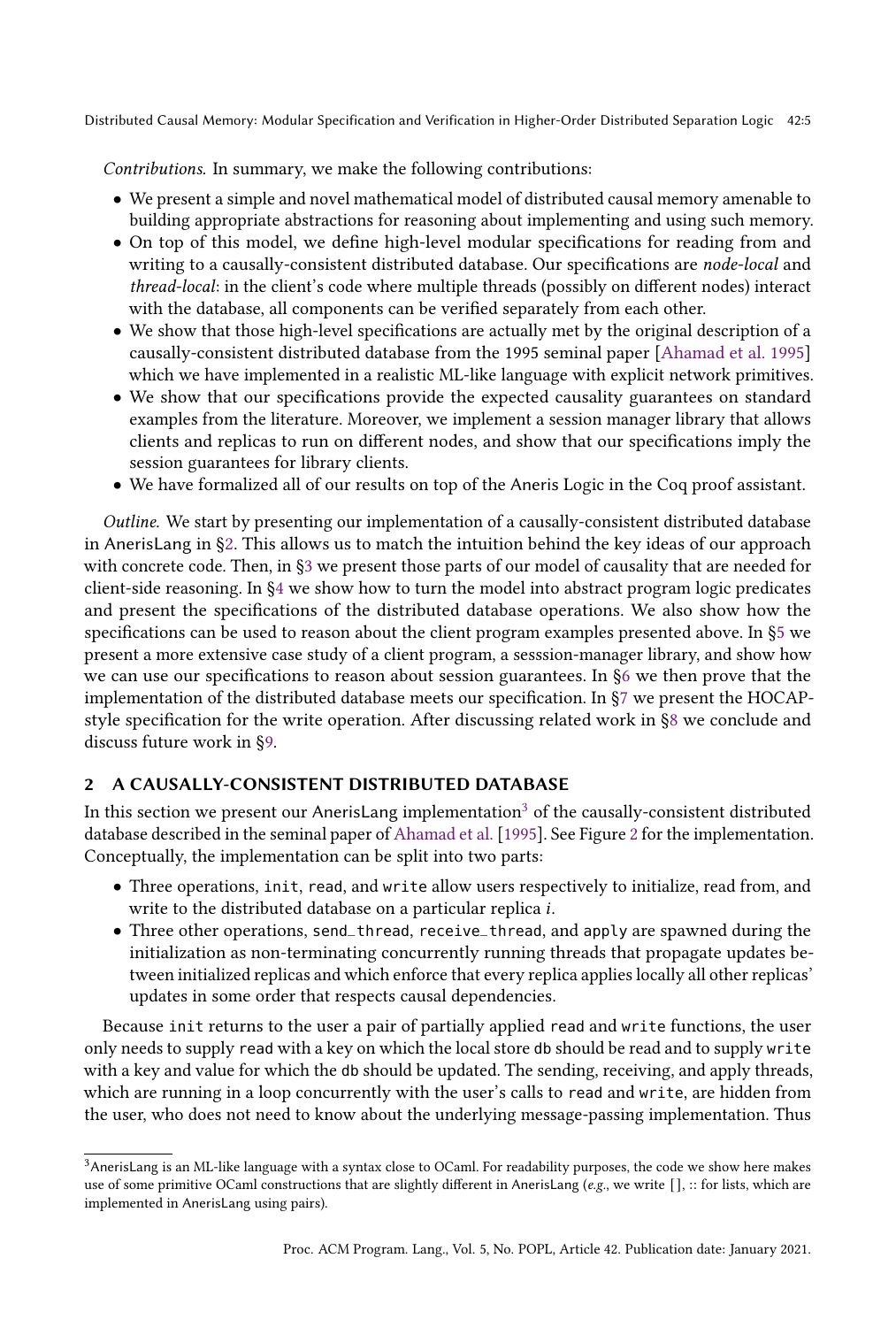*Contributions.* In summary, we make the following contributions:

- We present a simple and novel mathematical model of distributed causal memory amenable to building appropriate abstractions for reasoning about implementing and using such memory.
- On top of this model, we define high-level modular specifications for reading from and writing to a causally-consistent distributed database. Our specifications are *node-local* and *thread-local*: in the client's code where multiple threads (possibly on different nodes) interact with the database, all components can be verified separately from each other.
- We show that those high-level specifications are actually met by the original description of a causally-consistent distributed database from the 1995 seminal paper [Ahamad et al. 1995] which we have implemented in a realistic ML-like language with explicit network primitives.
- We show that our specifications provide the expected causality guarantees on standard examples from the literature. Moreover, we implement a session manager library that allows clients and replicas to run on different nodes, and show that our specifications imply the session guarantees for library clients.
- We have formalized all of our results on top of the Aneris Logic in the Coq proof assistant.

*Outline.* We start by presenting our implementation of a causally-consistent distributed database in AnerisLang in §2. This allows us to match the intuition behind the key ideas of our approach with concrete code. Then, in §3 we present those parts of our model of causality that are needed for client-side reasoning. In §4 we show how to turn the model into abstract program logic predicates and present the specifications of the distributed database operations. We also show how the specifications can be used to reason about the client program examples presented above. In §5 we present a more extensive case study of a client program, a sesssion-manager library, and show how we can use our specifications to reason about session guarantees. In §6 we then prove that the implementation of the distributed database meets our specification. In §7 we present the HOCAP-style specification for the write operation. After discussing related work in §8 we conclude and discuss future work in §9.

## 2 A CAUSALLY-CONSISTENT DISTRIBUTED DATABASE

In this section we present our AnerisLang implementation[3] of the causally-consistent distributed database described in the seminal paper of Ahamad et al. [1995]. See Figure 2 for the implementation. Conceptually, the implementation can be split into two parts:

- Three operations, `init`, `read`, and `write` allow users respectively to initialize, read from, and write to the distributed database on a particular replica $i$.
- Three other operations, `send_thread`, `receive_thread`, and `apply` are spawned during the initialization as non-terminating concurrently running threads that propagate updates between initialized replicas and which enforce that every replica applies locally all other replicas' updates in some order that respects causal dependencies.

Because `init` returns to the user a pair of partially applied `read` and `write` functions, the user only needs to supply `read` with a key on which the local store `db` should be read and to supply `write` with a key and value for which the `db` should be updated. The sending, receiving, and apply threads, which are running in a loop concurrently with the user's calls to `read` and `write`, are hidden from the user, who does not need to know about the underlying message-passing implementation. Thus

[3] AnerisLang is an ML-like language with a syntax close to OCaml. For readability purposes, the code we show here makes use of some primitive OCaml constructions that are slightly different in AnerisLang (*e.g.*, we write [], :: for lists, which are implemented in AnerisLang using pairs).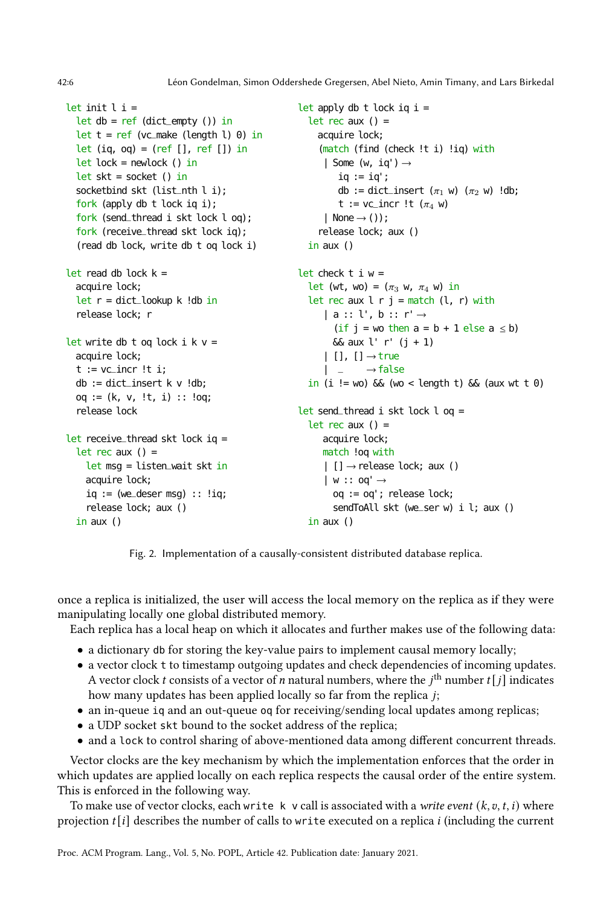```
let init l i =
  let db = ref (dict_empty ()) in
  let t = ref (vc_make (length l) 0) in
  let (iq, oq) = (ref [], ref []) in
  let lock = newlock () in
  let skt = socket () in
  socketbind skt (list_nth l i);
  fork (apply db t lock iq i);
  fork (send_thread i skt lock l oq);
  fork (receive_thread skt lock iq);
  (read db lock, write db t oq lock i)

let read db lock k =
  acquire lock;
  let r = dict_lookup k !db in
  release lock; r

let write db t oq lock i k v =
  acquire lock;
  t := vc_incr !t i;
  db := dict_insert k v !db;
  oq := (k, v, !t, i) :: !oq;
  release lock

let receive_thread skt lock iq =
  let rec aux () =
    let msg = listen_wait skt in
    acquire lock;
    iq := (we_deser msg) :: !iq;
    release lock; aux ()
  in aux ()
```

```
let apply db t lock iq i =
  let rec aux () =
    acquire lock;
    (match (find (check !t i) !iq) with
     | Some (w, iq') →
        iq := iq';
        db := dict_insert (π1 w) (π2 w) !db;
        t := vc_incr !t (π4 w)
     | None → ());
    release lock; aux ()
  in aux ()

let check t i w =
  let (wt, wo) = (π3 w, π4 w) in
  let rec aux l r j = match (l, r) with
     | a :: l', b :: r' →
       (if j = wo then a = b + 1 else a ≤ b)
       && aux l' r' (j + 1)
     | [], [] → true
     |  _     → false
  in (i != wo) && (wo < length t) && (aux wt t 0)

let send_thread i skt lock l oq =
  let rec aux () =
     acquire lock;
     match !oq with
     | [] → release lock; aux ()
     | w :: oq' →
       oq := oq'; release lock;
       sendToAll skt (we_ser w) i l; aux ()
  in aux ()
```

Fig. 2. Implementation of a causally-consistent distributed database replica.

once a replica is initialized, the user will access the local memory on the replica as if they were manipulating locally one global distributed memory.

Each replica has a local heap on which it allocates and further makes use of the following data:

- a dictionary `db` for storing the key-value pairs to implement causal memory locally;
- a vector clock `t` to timestamp outgoing updates and check dependencies of incoming updates. A vector clock $t$ consists of a vector of $n$ natural numbers, where the $j^{\text{th}}$ number $t[j]$ indicates how many updates has been applied locally so far from the replica $j$;
- an in-queue `iq` and an out-queue `oq` for receiving/sending local updates among replicas;
- a UDP socket `skt` bound to the socket address of the replica;
- and a `lock` to control sharing of above-mentioned data among different concurrent threads.

Vector clocks are the key mechanism by which the implementation enforces that the order in which updates are applied locally on each replica respects the causal order of the entire system. This is enforced in the following way.

To make use of vector clocks, each `write k v` call is associated with a *write event* $(k, v, t, i)$ where projection $t[i]$ describes the number of calls to `write` executed on a replica $i$ (including the current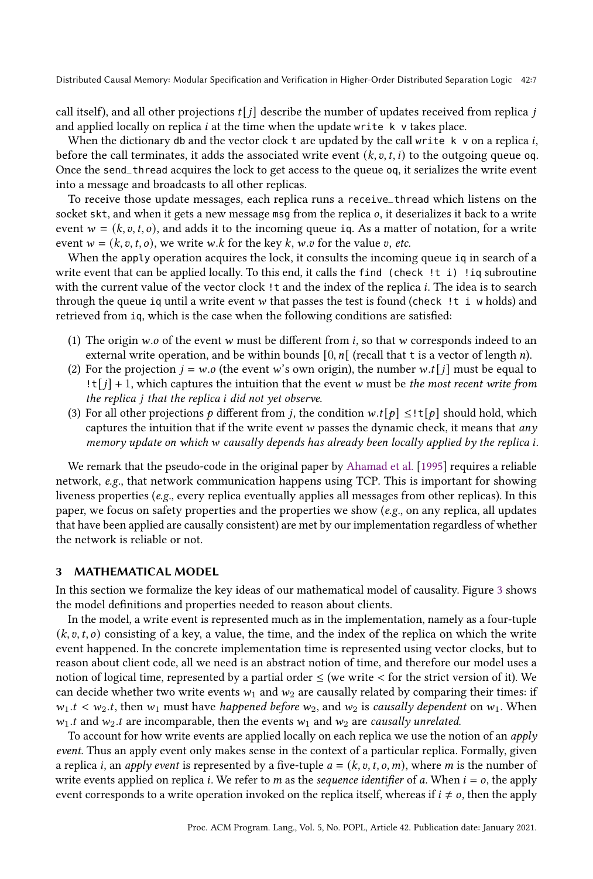call itself), and all other projections $t[j]$ describe the number of updates received from replica $j$ and applied locally on replica $i$ at the time when the update `write k v` takes place.

When the dictionary `db` and the vector clock `t` are updated by the call `write k v` on a replica $i$, before the call terminates, it adds the associated write event $(k, v, t, i)$ to the outgoing queue `oq`. Once the `send_thread` acquires the lock to get access to the queue `oq`, it serializes the write event into a message and broadcasts to all other replicas.

To receive those update messages, each replica runs a `receive_thread` which listens on the socket `skt`, and when it gets a new message `msg` from the replica $o$, it deserializes it back to a write event $w = (k, v, t, o)$, and adds it to the incoming queue `iq`. As a matter of notation, for a write event $w = (k, v, t, o)$, we write $w.k$ for the key $k$, $w.v$ for the value $v$, *etc.*

When the `apply` operation acquires the lock, it consults the incoming queue `iq` in search of a write event that can be applied locally. To this end, it calls the `find (check !t i) !iq` subroutine with the current value of the vector clock `!t` and the index of the replica $i$. The idea is to search through the queue `iq` until a write event $w$ that passes the test is found (`check !t i w` holds) and retrieved from `iq`, which is the case when the following conditions are satisfied:

1. The origin $w.o$ of the event $w$ must be different from $i$, so that $w$ corresponds indeed to an external write operation, and be within bounds $[0, n[$ (recall that `t` is a vector of length $n$).
2. For the projection $j = w.o$ (the event $w$'s own origin), the number $w.t[j]$ must be equal to $!\texttt{t}[j] + 1$, which captures the intuition that the event $w$ must be *the most recent write from the replica $j$ that the replica $i$ did not yet observe*.
3. For all other projections $p$ different from $j$, the condition $w.t[p] \leq !\texttt{t}[p]$ should hold, which captures the intuition that if the write event $w$ passes the dynamic check, it means that *any memory update on which $w$ causally depends has already been locally applied by the replica $i$*.

We remark that the pseudo-code in the original paper by Ahamad et al. [1995] requires a reliable network, *e.g.*, that network communication happens using TCP. This is important for showing liveness properties (*e.g.*, every replica eventually applies all messages from other replicas). In this paper, we focus on safety properties and the properties we show (*e.g.*, on any replica, all updates that have been applied are causally consistent) are met by our implementation regardless of whether the network is reliable or not.

## 3 MATHEMATICAL MODEL

In this section we formalize the key ideas of our mathematical model of causality. Figure 3 shows the model definitions and properties needed to reason about clients.

In the model, a write event is represented much as in the implementation, namely as a four-tuple $(k, v, t, o)$ consisting of a key, a value, the time, and the index of the replica on which the write event happened. In the concrete implementation time is represented using vector clocks, but to reason about client code, all we need is an abstract notion of time, and therefore our model uses a notion of logical time, represented by a partial order $\leq$ (we write $<$ for the strict version of it). We can decide whether two write events $w_1$ and $w_2$ are causally related by comparing their times: if $w_1.t < w_2.t$, then $w_1$ must have *happened before* $w_2$, and $w_2$ is *causally dependent* on $w_1$. When $w_1.t$ and $w_2.t$ are incomparable, then the events $w_1$ and $w_2$ are *causally unrelated*.

To account for how write events are applied locally on each replica we use the notion of an *apply event*. Thus an apply event only makes sense in the context of a particular replica. Formally, given a replica $i$, an *apply event* is represented by a five-tuple $a = (k, v, t, o, m)$, where $m$ is the number of write events applied on replica $i$. We refer to $m$ as the *sequence identifier* of $a$. When $i = o$, the apply event corresponds to a write operation invoked on the replica itself, whereas if $i \neq o$, then the apply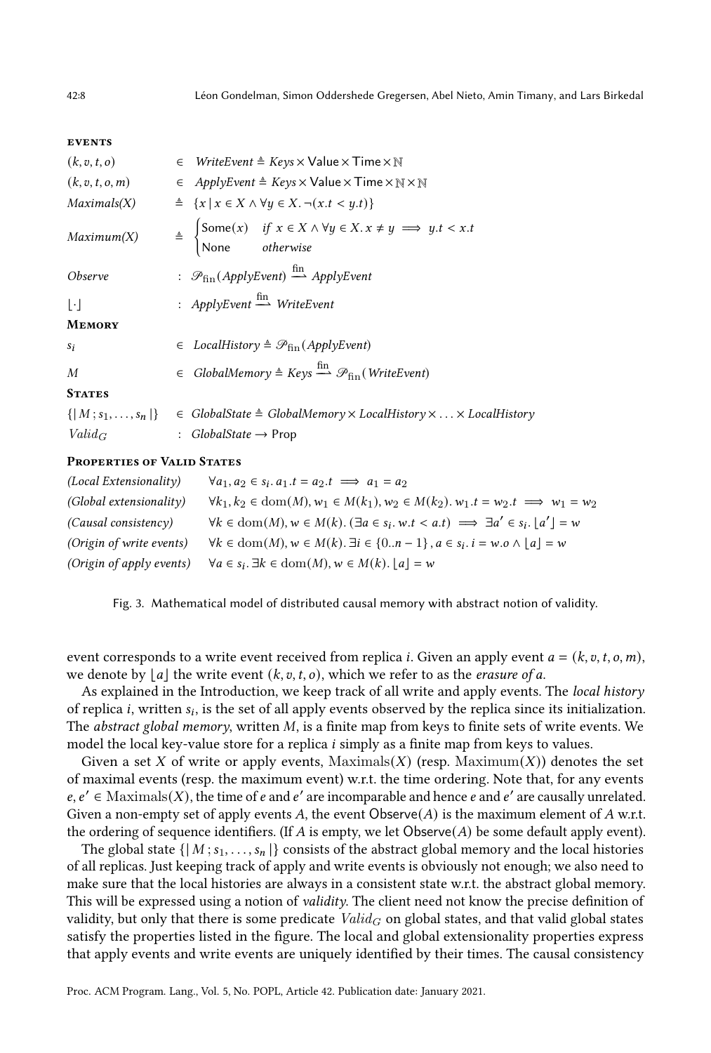**events**

| | | |
|---|---|---|
| $(k, v, t, o)$ | $\in$ | $\mathit{WriteEvent} \triangleq \mathit{Keys} \times \mathsf{Value} \times \mathsf{Time} \times \mathbb{N}$ |
| $(k, v, t, o, m)$ | $\in$ | $\mathit{ApplyEvent} \triangleq \mathit{Keys} \times \mathsf{Value} \times \mathsf{Time} \times \mathbb{N} \times \mathbb{N}$ |
| *Maximals(X)* | $\triangleq$ | $\{x \mid x \in X \wedge \forall y \in X. \neg(x.t < y.t)\}$ |
| *Maximum(X)* | $\triangleq$ | $\begin{cases} \mathsf{Some}(x) & \text{if } x \in X \wedge \forall y \in X. x \neq y \implies y.t < x.t \\ \mathsf{None} & \text{otherwise} \end{cases}$ |
| *Observe* | : | $\mathscr{P}_{\mathrm{fin}}(\mathit{ApplyEvent}) \xrightarrow{\mathrm{fin}} \mathit{ApplyEvent}$ |
| $\lfloor\cdot\rfloor$ | : | $\mathit{ApplyEvent} \xrightarrow{\mathrm{fin}} \mathit{WriteEvent}$ |

**Memory**

| | | |
|---|---|---|
| $s_i$ | $\in$ | $\mathit{LocalHistory} \triangleq \mathscr{P}_{\mathrm{fin}}(\mathit{ApplyEvent})$ |
| $M$ | $\in$ | $\mathit{GlobalMemory} \triangleq \mathit{Keys} \xrightarrow{\mathrm{fin}} \mathscr{P}_{\mathrm{fin}}(\mathit{WriteEvent})$ |

**States**

| | | |
|---|---|---|
| $\{\!\mid M\,; s_1, \ldots, s_n \mid\!\}$ | $\in$ | $\mathit{GlobalState} \triangleq \mathit{GlobalMemory} \times \mathit{LocalHistory} \times \ldots \times \mathit{LocalHistory}$ |
| $\mathit{Valid}_G$ | : | $\mathit{GlobalState} \to \mathsf{Prop}$ |

**Properties of Valid States**

| | |
|---|---|
| *(Local Extensionality)* | $\forall a_1, a_2 \in s_i.\, a_1.t = a_2.t \implies a_1 = a_2$ |
| *(Global extensionality)* | $\forall k_1, k_2 \in \mathrm{dom}(M), w_1 \in M(k_1), w_2 \in M(k_2).\, w_1.t = w_2.t \implies w_1 = w_2$ |
| *(Causal consistency)* | $\forall k \in \mathrm{dom}(M), w \in M(k).\, (\exists a \in s_i.\, w.t < a.t) \implies \exists a' \in s_i.\, \lfloor a' \rfloor = w$ |
| *(Origin of write events)* | $\forall k \in \mathrm{dom}(M), w \in M(k).\, \exists i \in \{0..n-1\}, a \in s_i.\, i = w.o \wedge \lfloor a \rfloor = w$ |
| *(Origin of apply events)* | $\forall a \in s_i.\, \exists k \in \mathrm{dom}(M), w \in M(k).\, \lfloor a \rfloor = w$ |

Fig. 3. Mathematical model of distributed causal memory with abstract notion of validity.

event corresponds to a write event received from replica $i$. Given an apply event $a = (k, v, t, o, m)$, we denote by $\lfloor a \rfloor$ the write event $(k, v, t, o)$, which we refer to as the *erasure of a*.

As explained in the Introduction, we keep track of all write and apply events. The *local history* of replica $i$, written $s_i$, is the set of all apply events observed by the replica since its initialization. The *abstract global memory*, written $M$, is a finite map from keys to finite sets of write events. We model the local key-value store for a replica $i$ simply as a finite map from keys to values.

Given a set $X$ of write or apply events, $\mathrm{Maximals}(X)$ (resp. $\mathrm{Maximum}(X)$) denotes the set of maximal events (resp. the maximum event) w.r.t. the time ordering. Note that, for any events $e, e' \in \mathrm{Maximals}(X)$, the time of $e$ and $e'$ are incomparable and hence $e$ and $e'$ are causally unrelated. Given a non-empty set of apply events $A$, the event $\mathsf{Observe}(A)$ is the maximum element of $A$ w.r.t. the ordering of sequence identifiers. (If $A$ is empty, we let $\mathsf{Observe}(A)$ be some default apply event).

The global state $\{\!\mid M\,; s_1, \ldots, s_n \mid\!\}$ consists of the abstract global memory and the local histories of all replicas. Just keeping track of apply and write events is obviously not enough; we also need to make sure that the local histories are always in a consistent state w.r.t. the abstract global memory. This will be expressed using a notion of *validity*. The client need not know the precise definition of validity, but only that there is some predicate $\mathit{Valid}_G$ on global states, and that valid global states satisfy the properties listed in the figure. The local and global extensionality properties express that apply events and write events are uniquely identified by their times. The causal consistency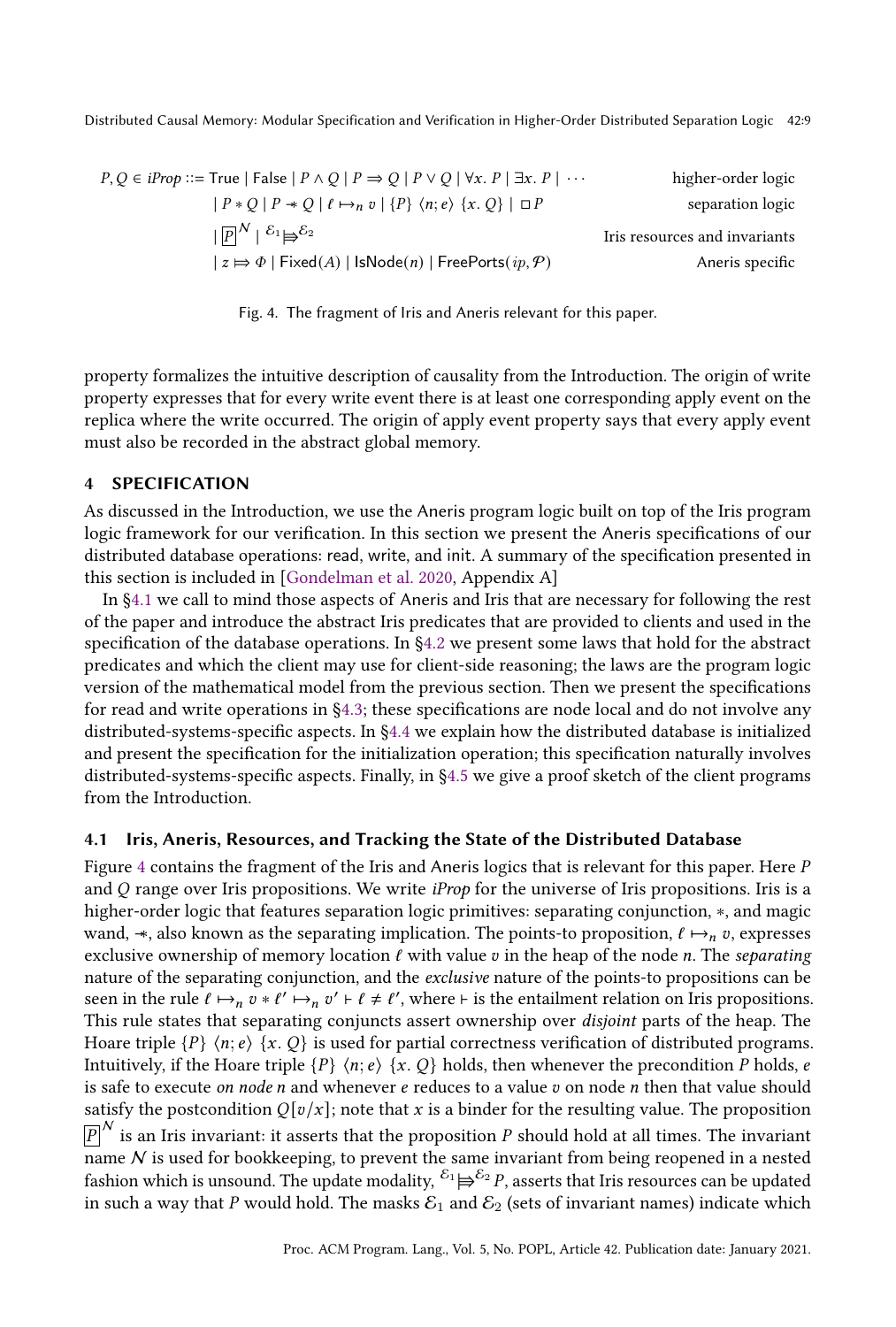$$
\begin{array}{rll}
P, Q \in iProp ::= & \mathsf{True} \mid \mathsf{False} \mid P \land Q \mid P \Rightarrow Q \mid P \lor Q \mid \forall x.\, P \mid \exists x.\, P \mid \cdots & \text{higher-order logic} \\
& \mid P * Q \mid P \mathrel{-\!\!*} Q \mid \ell \mapsto_n v \mid \{P\}\ \langle n; e\rangle\ \{x.\, Q\} \mid \Box P & \text{separation logic} \\
& \mid \boxed{P}^{\mathcal{N}} \mid {}^{\mathcal{E}_1}{\Rrightarrow}^{\mathcal{E}_2} & \text{Iris resources and invariants} \\
& \mid z \Mapsto \Phi \mid \mathsf{Fixed}(A) \mid \mathsf{IsNode}(n) \mid \mathsf{FreePorts}(ip, \mathcal{P}) & \text{Aneris specific}
\end{array}
$$

Fig. 4. The fragment of Iris and Aneris relevant for this paper.

property formalizes the intuitive description of causality from the Introduction. The origin of write property expresses that for every write event there is at least one corresponding apply event on the replica where the write occurred. The origin of apply event property says that every apply event must also be recorded in the abstract global memory.

## 4 SPECIFICATION

As discussed in the Introduction, we use the Aneris program logic built on top of the Iris program logic framework for our verification. In this section we present the Aneris specifications of our distributed database operations: read, write, and init. A summary of the specification presented in this section is included in [Gondelman et al. 2020, Appendix A]

In §4.1 we call to mind those aspects of Aneris and Iris that are necessary for following the rest of the paper and introduce the abstract Iris predicates that are provided to clients and used in the specification of the database operations. In §4.2 we present some laws that hold for the abstract predicates and which the client may use for client-side reasoning; the laws are the program logic version of the mathematical model from the previous section. Then we present the specifications for read and write operations in §4.3; these specifications are node local and do not involve any distributed-systems-specific aspects. In §4.4 we explain how the distributed database is initialized and present the specification for the initialization operation; this specification naturally involves distributed-systems-specific aspects. Finally, in §4.5 we give a proof sketch of the client programs from the Introduction.

### 4.1 Iris, Aneris, Resources, and Tracking the State of the Distributed Database

Figure 4 contains the fragment of the Iris and Aneris logics that is relevant for this paper. Here $P$ and $Q$ range over Iris propositions. We write *iProp* for the universe of Iris propositions. Iris is a higher-order logic that features separation logic primitives: separating conjunction, $*$, and magic wand, $\mathrel{-\!\!*}$, also known as the separating implication. The points-to proposition, $\ell \mapsto_n v$, expresses exclusive ownership of memory location $\ell$ with value $v$ in the heap of the node $n$. The *separating* nature of the separating conjunction, and the *exclusive* nature of the points-to propositions can be seen in the rule $\ell \mapsto_n v * \ell' \mapsto_n v' \vdash \ell \neq \ell'$, where $\vdash$ is the entailment relation on Iris propositions. This rule states that separating conjuncts assert ownership over *disjoint* parts of the heap. The Hoare triple $\{P\}\ \langle n; e\rangle\ \{x.\, Q\}$ is used for partial correctness verification of distributed programs. Intuitively, if the Hoare triple $\{P\}\ \langle n; e\rangle\ \{x.\, Q\}$ holds, then whenever the precondition $P$ holds, $e$ is safe to execute *on node* $n$ and whenever $e$ reduces to a value $v$ on node $n$ then that value should satisfy the postcondition $Q[v/x]$; note that $x$ is a binder for the resulting value. The proposition $\boxed{P}^{\mathcal{N}}$ is an Iris invariant: it asserts that the proposition $P$ should hold at all times. The invariant name $\mathcal{N}$ is used for bookkeeping, to prevent the same invariant from being reopened in a nested fashion which is unsound. The update modality, ${}^{\mathcal{E}_1}{\Rrightarrow}^{\mathcal{E}_2} P$, asserts that Iris resources can be updated in such a way that $P$ would hold. The masks $\mathcal{E}_1$ and $\mathcal{E}_2$ (sets of invariant names) indicate which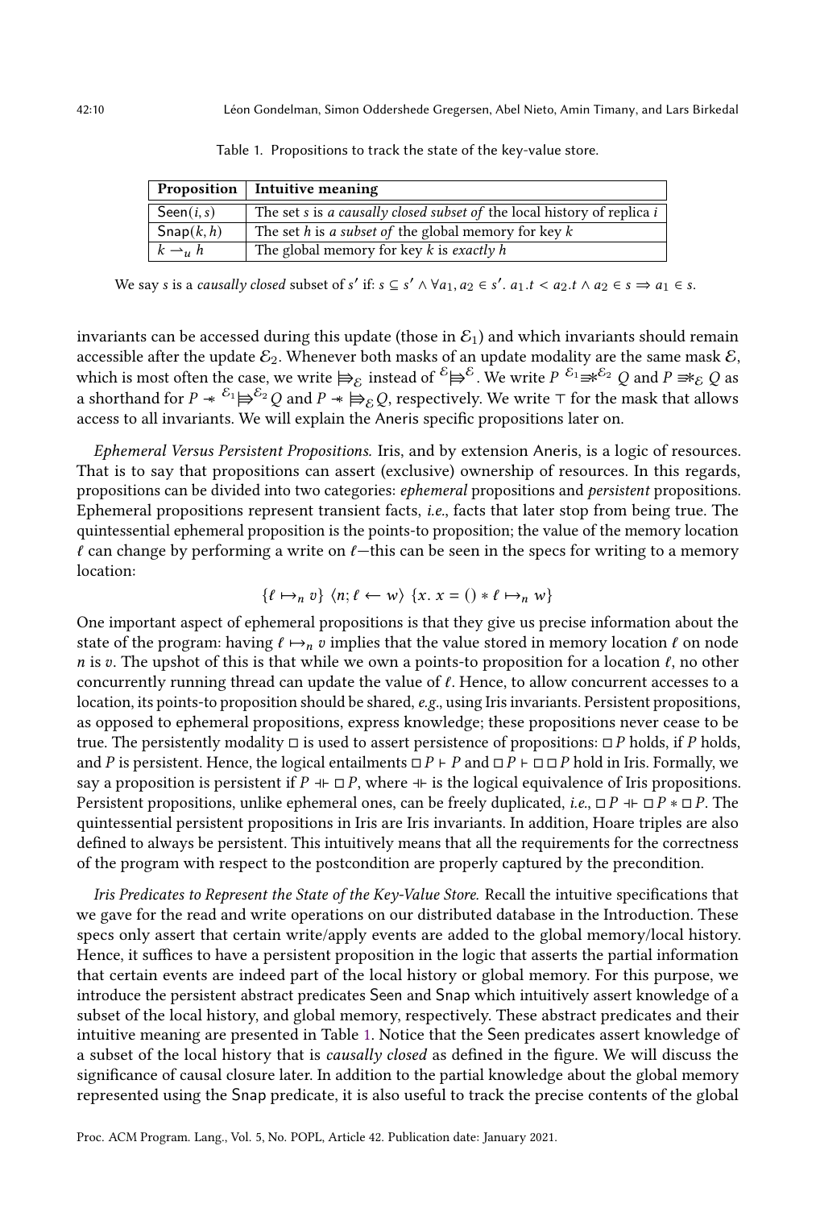Table 1. Propositions to track the state of the key-value store.

| **Proposition** | **Intuitive meaning** |
|---|---|
| $\mathsf{Seen}(i, s)$ | The set $s$ is *a causally closed subset of* the local history of replica $i$ |
| $\mathsf{Snap}(k, h)$ | The set $h$ is *a subset of* the global memory for key $k$ |
| $k \rightharpoonup_u h$ | The global memory for key $k$ is *exactly* $h$ |

We say $s$ is a *causally closed* subset of $s'$ if: $s \subseteq s' \wedge \forall a_1, a_2 \in s'.\ a_1.t < a_2.t \wedge a_2 \in s \Rightarrow a_1 \in s$.

invariants can be accessed during this update (those in $\mathcal{E}_1$) and which invariants should remain accessible after the update $\mathcal{E}_2$. Whenever both masks of an update modality are the same mask $\mathcal{E}$, which is most often the case, we write $\Rrightarrow_{\mathcal{E}}$ instead of ${}^{\mathcal{E}}\!\Rrightarrow^{\mathcal{E}}$. We write $P \ {}^{\mathcal{E}_1}\!\!\Rrightarrow\!\!\ast^{\mathcal{E}_2}\ Q$ and $P \Rrightarrow\!\!\ast_{\mathcal{E}}\ Q$ as a shorthand for $P \twoheadrightarrow {}^{\mathcal{E}_1}\!\Rrightarrow^{\mathcal{E}_2} Q$ and $P \twoheadrightarrow \Rrightarrow_{\mathcal{E}} Q$, respectively. We write $\top$ for the mask that allows access to all invariants. We will explain the Aneris specific propositions later on.

*Ephemeral Versus Persistent Propositions.* Iris, and by extension Aneris, is a logic of resources. That is to say that propositions can assert (exclusive) ownership of resources. In this regards, propositions can be divided into two categories: *ephemeral* propositions and *persistent* propositions. Ephemeral propositions represent transient facts, *i.e.*, facts that later stop from being true. The quintessential ephemeral proposition is the points-to proposition; the value of the memory location $\ell$ can change by performing a write on $\ell$—this can be seen in the specs for writing to a memory location:

$$\{\ell \mapsto_n v\}\ \langle n; \ell \leftarrow w\rangle\ \{x.\ x = () * \ell \mapsto_n w\}$$

One important aspect of ephemeral propositions is that they give us precise information about the state of the program: having $\ell \mapsto_n v$ implies that the value stored in memory location $\ell$ on node $n$ is $v$. The upshot of this is that while we own a points-to proposition for a location $\ell$, no other concurrently running thread can update the value of $\ell$. Hence, to allow concurrent accesses to a location, its points-to proposition should be shared, *e.g.*, using Iris invariants. Persistent propositions, as opposed to ephemeral propositions, express knowledge; these propositions never cease to be true. The persistently modality $\square$ is used to assert persistence of propositions: $\square P$ holds, if $P$ holds, and $P$ is persistent. Hence, the logical entailments $\square P \vdash P$ and $\square P \vdash \square\square P$ hold in Iris. Formally, we say a proposition is persistent if $P \dashv\vdash \square P$, where $\dashv\vdash$ is the logical equivalence of Iris propositions. Persistent propositions, unlike ephemeral ones, can be freely duplicated, *i.e.*, $\square P \dashv\vdash \square P * \square P$. The quintessential persistent propositions in Iris are Iris invariants. In addition, Hoare triples are also defined to always be persistent. This intuitively means that all the requirements for the correctness of the program with respect to the postcondition are properly captured by the precondition.

*Iris Predicates to Represent the State of the Key-Value Store.* Recall the intuitive specifications that we gave for the read and write operations on our distributed database in the Introduction. These specs only assert that certain write/apply events are added to the global memory/local history. Hence, it suffices to have a persistent proposition in the logic that asserts the partial information that certain events are indeed part of the local history or global memory. For this purpose, we introduce the persistent abstract predicates Seen and Snap which intuitively assert knowledge of a subset of the local history, and global memory, respectively. These abstract predicates and their intuitive meaning are presented in Table 1. Notice that the Seen predicates assert knowledge of a subset of the local history that is *causally closed* as defined in the figure. We will discuss the significance of causal closure later. In addition to the partial knowledge about the global memory represented using the Snap predicate, it is also useful to track the precise contents of the global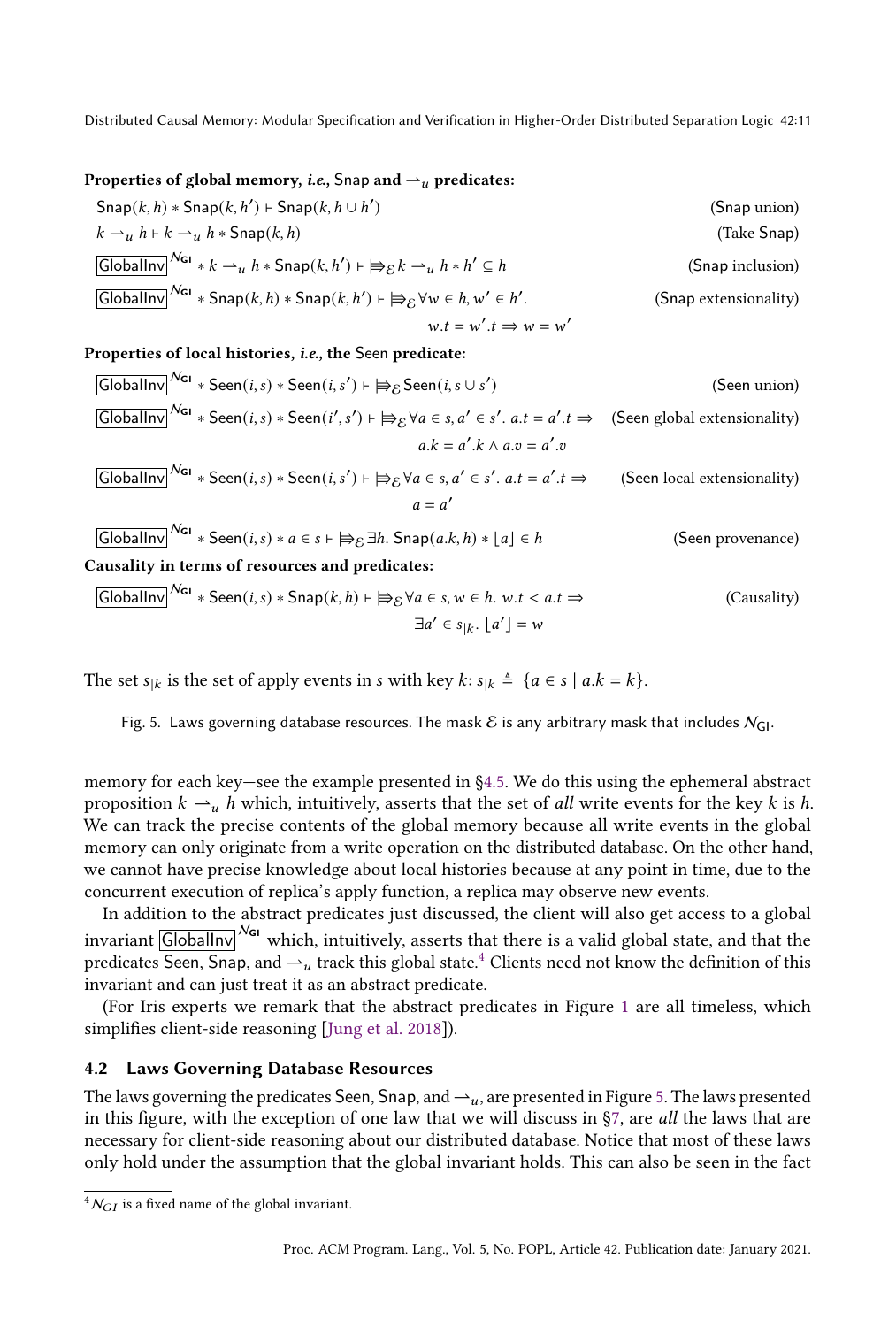**Properties of global memory, *i.e.*, Snap and $\rightharpoonup_u$ predicates:**

$$\mathsf{Snap}(k, h) * \mathsf{Snap}(k, h') \vdash \mathsf{Snap}(k, h \cup h') \qquad \text{(Snap union)}$$

$$k \rightharpoonup_u h \vdash k \rightharpoonup_u h * \mathsf{Snap}(k, h) \qquad \text{(Take Snap)}$$

$$\boxed{\mathsf{GlobalInv}}^{\mathcal{N}_{\mathsf{GI}}} * k \rightharpoonup_u h * \mathsf{Snap}(k, h') \vdash \Rrightarrow_{\mathcal{E}} k \rightharpoonup_u h * h' \subseteq h \qquad \text{(Snap inclusion)}$$

$$\boxed{\mathsf{GlobalInv}}^{\mathcal{N}_{\mathsf{GI}}} * \mathsf{Snap}(k, h) * \mathsf{Snap}(k, h') \vdash \Rrightarrow_{\mathcal{E}} \forall w \in h, w' \in h'.\ w.t = w'.t \Rightarrow w = w' \qquad \text{(Snap extensionality)}$$

**Properties of local histories, *i.e.*, the Seen predicate:**

$$\boxed{\mathsf{GlobalInv}}^{\mathcal{N}_{\mathsf{GI}}} * \mathsf{Seen}(i, s) * \mathsf{Seen}(i, s') \vdash \Rrightarrow_{\mathcal{E}} \mathsf{Seen}(i, s \cup s') \qquad \text{(Seen union)}$$

$$\boxed{\mathsf{GlobalInv}}^{\mathcal{N}_{\mathsf{GI}}} * \mathsf{Seen}(i, s) * \mathsf{Seen}(i', s') \vdash \Rrightarrow_{\mathcal{E}} \forall a \in s, a' \in s'.\ a.t = a'.t \Rightarrow a.k = a'.k \wedge a.v = a'.v \qquad \text{(Seen global extensionality)}$$

$$\boxed{\mathsf{GlobalInv}}^{\mathcal{N}_{\mathsf{GI}}} * \mathsf{Seen}(i, s) * \mathsf{Seen}(i, s') \vdash \Rrightarrow_{\mathcal{E}} \forall a \in s, a' \in s'.\ a.t = a'.t \Rightarrow a = a' \qquad \text{(Seen local extensionality)}$$

$$\boxed{\mathsf{GlobalInv}}^{\mathcal{N}_{\mathsf{GI}}} * \mathsf{Seen}(i, s) * a \in s \vdash \Rrightarrow_{\mathcal{E}} \exists h.\ \mathsf{Snap}(a.k, h) * \lfloor a \rfloor \in h \qquad \text{(Seen provenance)}$$

**Causality in terms of resources and predicates:**

$$\boxed{\mathsf{GlobalInv}}^{\mathcal{N}_{\mathsf{GI}}} * \mathsf{Seen}(i, s) * \mathsf{Snap}(k, h) \vdash \Rrightarrow_{\mathcal{E}} \forall a \in s, w \in h.\ w.t < a.t \Rightarrow \exists a' \in s_{|k}.\ \lfloor a' \rfloor = w \qquad \text{(Causality)}$$

The set $s_{|k}$ is the set of apply events in $s$ with key $k$: $s_{|k} \triangleq \{a \in s \mid a.k = k\}$.

Fig. 5. Laws governing database resources. The mask $\mathcal{E}$ is any arbitrary mask that includes $\mathcal{N}_{\mathsf{GI}}$.

memory for each key—see the example presented in §4.5. We do this using the ephemeral abstract proposition $k \rightharpoonup_u h$ which, intuitively, asserts that the set of *all* write events for the key $k$ is $h$. We can track the precise contents of the global memory because all write events in the global memory can only originate from a write operation on the distributed database. On the other hand, we cannot have precise knowledge about local histories because at any point in time, due to the concurrent execution of replica's apply function, a replica may observe new events.

In addition to the abstract predicates just discussed, the client will also get access to a global invariant $\boxed{\mathsf{GlobalInv}}^{\mathcal{N}_{\mathsf{GI}}}$ which, intuitively, asserts that there is a valid global state, and that the predicates Seen, Snap, and $\rightharpoonup_u$ track this global state.[4] Clients need not know the definition of this invariant and can just treat it as an abstract predicate.

(For Iris experts we remark that the abstract predicates in Figure 1 are all timeless, which simplifies client-side reasoning [Jung et al. 2018]).

### 4.2 Laws Governing Database Resources

The laws governing the predicates Seen, Snap, and $\rightharpoonup_u$, are presented in Figure 5. The laws presented in this figure, with the exception of one law that we will discuss in §7, are *all* the laws that are necessary for client-side reasoning about our distributed database. Notice that most of these laws only hold under the assumption that the global invariant holds. This can also be seen in the fact

[4] $\mathcal{N}_{GI}$ is a fixed name of the global invariant.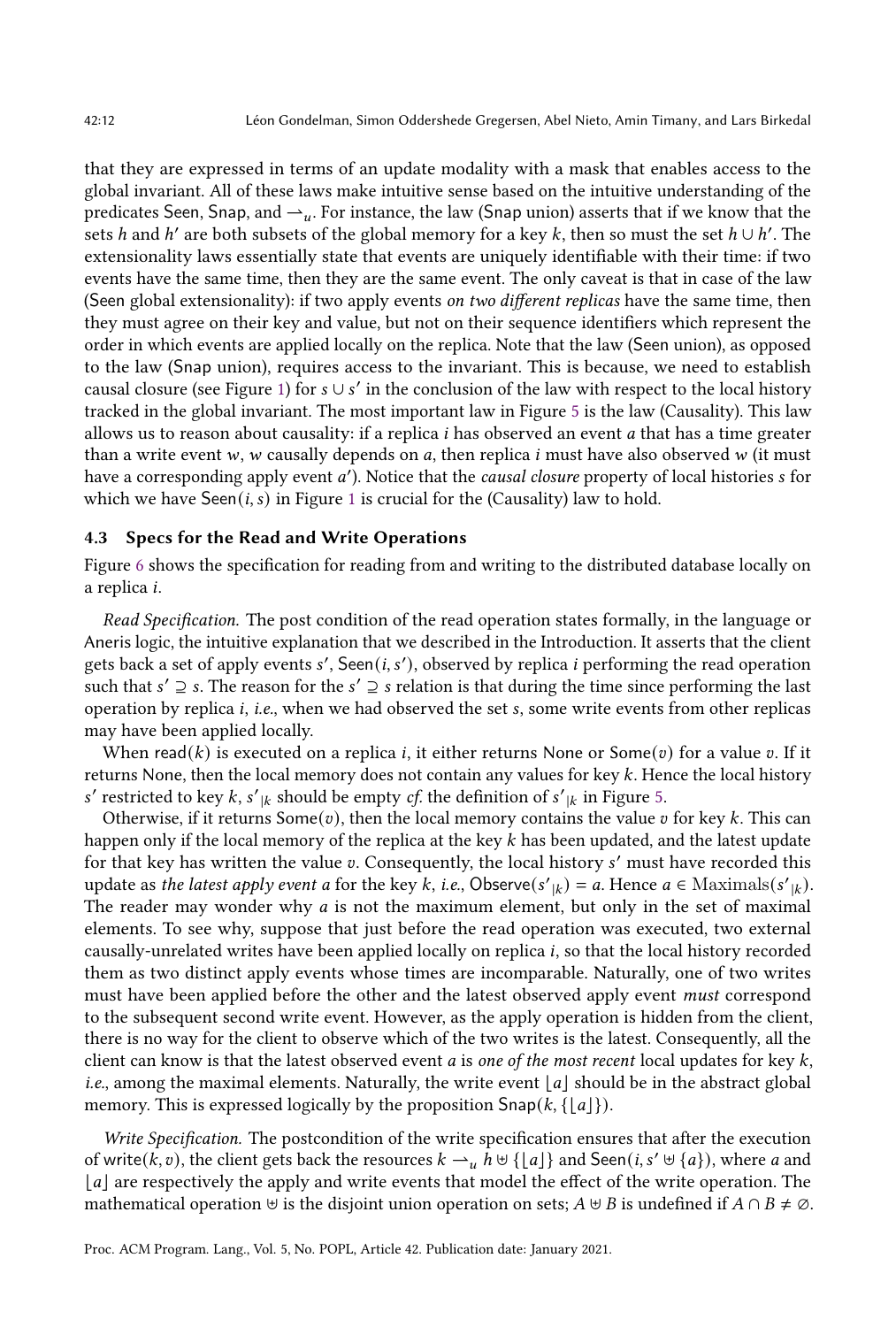that they are expressed in terms of an update modality with a mask that enables access to the global invariant. All of these laws make intuitive sense based on the intuitive understanding of the predicates Seen, Snap, and $\rightharpoonup_u$. For instance, the law (Snap union) asserts that if we know that the sets $h$ and $h'$ are both subsets of the global memory for a key $k$, then so must the set $h \cup h'$. The extensionality laws essentially state that events are uniquely identifiable with their time: if two events have the same time, then they are the same event. The only caveat is that in case of the law (Seen global extensionality): if two apply events *on two different replicas* have the same time, then they must agree on their key and value, but not on their sequence identifiers which represent the order in which events are applied locally on the replica. Note that the law (Seen union), as opposed to the law (Snap union), requires access to the invariant. This is because, we need to establish causal closure (see Figure 1) for $s \cup s'$ in the conclusion of the law with respect to the local history tracked in the global invariant. The most important law in Figure 5 is the law (Causality). This law allows us to reason about causality: if a replica $i$ has observed an event $a$ that has a time greater than a write event $w$, $w$ causally depends on $a$, then replica $i$ must have also observed $w$ (it must have a corresponding apply event $a'$). Notice that the *causal closure* property of local histories $s$ for which we have $\mathsf{Seen}(i, s)$ in Figure 1 is crucial for the (Causality) law to hold.

### 4.3 Specs for the Read and Write Operations

Figure 6 shows the specification for reading from and writing to the distributed database locally on a replica $i$.

*Read Specification.* The post condition of the read operation states formally, in the language or Aneris logic, the intuitive explanation that we described in the Introduction. It asserts that the client gets back a set of apply events $s'$, $\mathsf{Seen}(i, s')$, observed by replica $i$ performing the read operation such that $s' \supseteq s$. The reason for the $s' \supseteq s$ relation is that during the time since performing the last operation by replica $i$, *i.e.*, when we had observed the set $s$, some write events from other replicas may have been applied locally.

When $\mathsf{read}(k)$ is executed on a replica $i$, it either returns None or Some$(v)$ for a value $v$. If it returns None, then the local memory does not contain any values for key $k$. Hence the local history $s'$ restricted to key $k$, $s'_{|k}$ should be empty *cf.* the definition of $s'_{|k}$ in Figure 5.

Otherwise, if it returns Some$(v)$, then the local memory contains the value $v$ for key $k$. This can happen only if the local memory of the replica at the key $k$ has been updated, and the latest update for that key has written the value $v$. Consequently, the local history $s'$ must have recorded this update as *the latest apply event a* for the key $k$, *i.e.*, $\mathsf{Observe}(s'_{|k}) = a$. Hence $a \in \mathrm{Maximals}(s'_{|k})$. The reader may wonder why $a$ is not the maximum element, but only in the set of maximal elements. To see why, suppose that just before the read operation was executed, two external causally-unrelated writes have been applied locally on replica $i$, so that the local history recorded them as two distinct apply events whose times are incomparable. Naturally, one of two writes must have been applied before the other and the latest observed apply event *must* correspond to the subsequent second write event. However, as the apply operation is hidden from the client, there is no way for the client to observe which of the two writes is the latest. Consequently, all the client can know is that the latest observed event $a$ is *one of the most recent* local updates for key $k$, *i.e.*, among the maximal elements. Naturally, the write event $\lfloor a \rfloor$ should be in the abstract global memory. This is expressed logically by the proposition $\mathsf{Snap}(k, \{\lfloor a \rfloor\})$.

*Write Specification.* The postcondition of the write specification ensures that after the execution of $\mathsf{write}(k, v)$, the client gets back the resources $k \rightharpoonup_u h \uplus \{\lfloor a \rfloor\}$ and $\mathsf{Seen}(i, s' \uplus \{a\})$, where $a$ and $\lfloor a \rfloor$ are respectively the apply and write events that model the effect of the write operation. The mathematical operation $\uplus$ is the disjoint union operation on sets; $A \uplus B$ is undefined if $A \cap B \neq \emptyset$.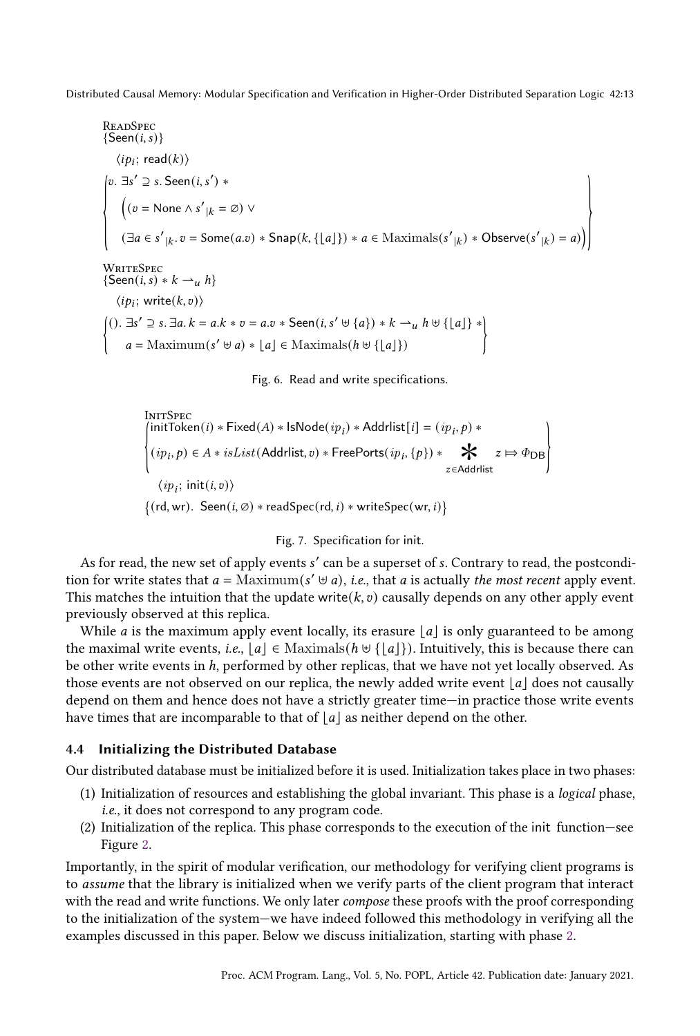ReadSpec

$$\{\mathsf{Seen}(i, s)\}$$
$$\langle ip_i;\ \mathsf{read}(k)\rangle$$
$$\left\{\begin{array}{l} v.\ \exists s' \supseteq s.\ \mathsf{Seen}(i, s') * \\ \quad \Big((v = \mathsf{None} \wedge s'_{|k} = \emptyset) \vee \\ \quad (\exists a \in s'_{|k}.\ v = \mathsf{Some}(a.v) * \mathsf{Snap}(k, \{\lfloor a \rfloor\}) * a \in \mathrm{Maximals}(s'_{|k}) * \mathsf{Observe}(s'_{|k}) = a)\Big) \end{array}\right\}$$

WriteSpec

$$\{\mathsf{Seen}(i, s) * k \rightharpoonup_u h\}$$
$$\langle ip_i;\ \mathsf{write}(k, v)\rangle$$
$$\left\{\begin{array}{l} ().\ \exists s' \supseteq s.\ \exists a.\ k = a.k * v = a.v * \mathsf{Seen}(i, s' \uplus \{a\}) * k \rightharpoonup_u h \uplus \{\lfloor a \rfloor\} * \\ \quad a = \mathrm{Maximum}(s' \uplus a) * \lfloor a \rfloor \in \mathrm{Maximals}(h \uplus \{\lfloor a \rfloor\}) \end{array}\right\}$$

Fig. 6. Read and write specifications.

InitSpec

$$\left\{\begin{array}{l} \mathsf{initToken}(i) * \mathsf{Fixed}(A) * \mathsf{IsNode}(ip_i) * \mathsf{Addrlist}[i] = (ip_i, p) * \\ (ip_i, p) \in A * isList(\mathsf{Addrlist}, v) * \mathsf{FreePorts}(ip_i, \{p\}) * \mathop{\Large *}_{z \in \mathsf{Addrlist}} z \Rrightarrow \Phi_{\mathsf{DB}} \end{array}\right\}$$
$$\langle ip_i;\ \mathsf{init}(i, v)\rangle$$
$$\{(\mathsf{rd}, \mathsf{wr}).\ \mathsf{Seen}(i, \emptyset) * \mathsf{readSpec}(\mathsf{rd}, i) * \mathsf{writeSpec}(\mathsf{wr}, i)\}$$

Fig. 7. Specification for init.

As for read, the new set of apply events $s'$ can be a superset of $s$. Contrary to read, the postcondition for write states that $a = \mathrm{Maximum}(s' \uplus a)$, *i.e.*, that $a$ is actually *the most recent* apply event. This matches the intuition that the update $\mathsf{write}(k, v)$ causally depends on any other apply event previously observed at this replica.

While $a$ is the maximum apply event locally, its erasure $\lfloor a \rfloor$ is only guaranteed to be among the maximal write events, *i.e.*, $\lfloor a \rfloor \in \mathrm{Maximals}(h \uplus \{\lfloor a \rfloor\})$. Intuitively, this is because there can be other write events in $h$, performed by other replicas, that we have not yet locally observed. As those events are not observed on our replica, the newly added write event $\lfloor a \rfloor$ does not causally depend on them and hence does not have a strictly greater time—in practice those write events have times that are incomparable to that of $\lfloor a \rfloor$ as neither depend on the other.

### 4.4 Initializing the Distributed Database

Our distributed database must be initialized before it is used. Initialization takes place in two phases:

1. Initialization of resources and establishing the global invariant. This phase is a *logical* phase, *i.e.*, it does not correspond to any program code.
2. Initialization of the replica. This phase corresponds to the execution of the init function—see Figure 2.

Importantly, in the spirit of modular verification, our methodology for verifying client programs is to *assume* that the library is initialized when we verify parts of the client program that interact with the read and write functions. We only later *compose* these proofs with the proof corresponding to the initialization of the system—we have indeed followed this methodology in verifying all the examples discussed in this paper. Below we discuss initialization, starting with phase 2.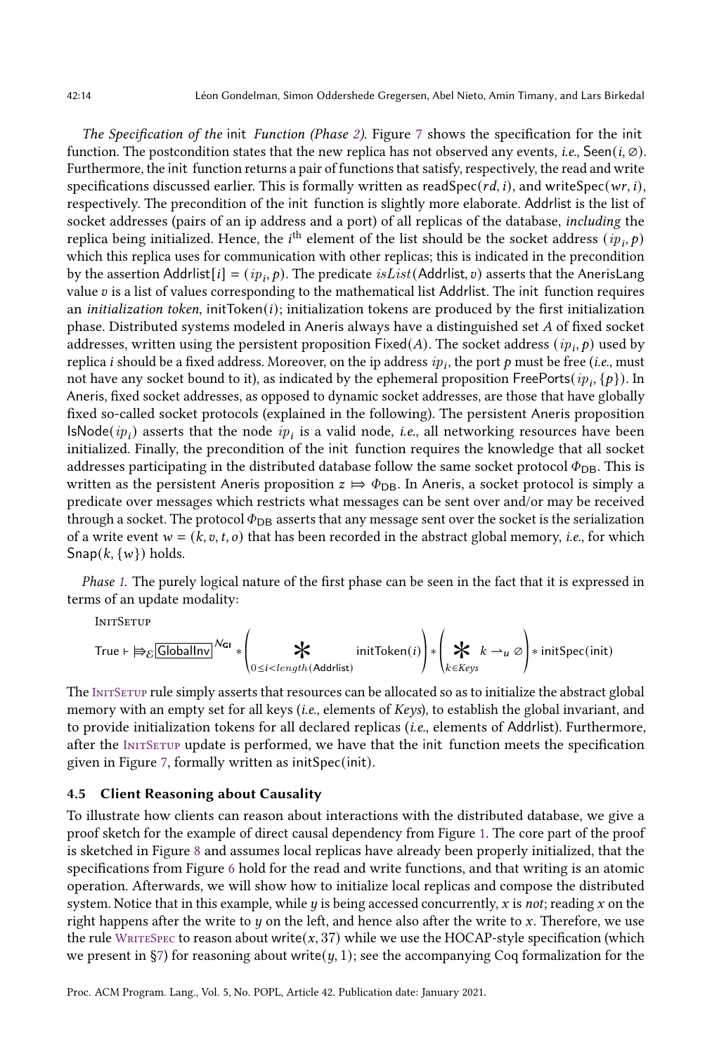*The Specification of the* init *Function (Phase 2).* Figure 7 shows the specification for the init function. The postcondition states that the new replica has not observed any events, *i.e.,* $\mathsf{Seen}(i, \emptyset)$. Furthermore, the init function returns a pair of functions that satisfy, respectively, the read and write specifications discussed earlier. This is formally written as $\mathsf{readSpec}(rd, i)$, and $\mathsf{writeSpec}(wr, i)$, respectively. The precondition of the init function is slightly more elaborate. Addrlist is the list of socket addresses (pairs of an ip address and a port) of all replicas of the database, *including* the replica being initialized. Hence, the $i^{\text{th}}$ element of the list should be the socket address $(ip_i, p)$ which this replica uses for communication with other replicas; this is indicated in the precondition by the assertion $\mathsf{Addrlist}[i] = (ip_i, p)$. The predicate $isList(\mathsf{Addrlist}, v)$ asserts that the AnerisLang value $v$ is a list of values corresponding to the mathematical list Addrlist. The init function requires an *initialization token*, $\mathsf{initToken}(i)$; initialization tokens are produced by the first initialization phase. Distributed systems modeled in Aneris always have a distinguished set $A$ of fixed socket addresses, written using the persistent proposition $\mathsf{Fixed}(A)$. The socket address $(ip_i, p)$ used by replica $i$ should be a fixed address. Moreover, on the ip address $ip_i$, the port $p$ must be free (*i.e.,* must not have any socket bound to it), as indicated by the ephemeral proposition $\mathsf{FreePorts}(ip_i, \{p\})$. In Aneris, fixed socket addresses, as opposed to dynamic socket addresses, are those that have globally fixed so-called socket protocols (explained in the following). The persistent Aneris proposition $\mathsf{IsNode}(ip_i)$ asserts that the node $ip_i$ is a valid node, *i.e.,* all networking resources have been initialized. Finally, the precondition of the init function requires the knowledge that all socket addresses participating in the distributed database follow the same socket protocol $\Phi_{\mathsf{DB}}$. This is written as the persistent Aneris proposition $z \Rrightarrow \Phi_{\mathsf{DB}}$. In Aneris, a socket protocol is simply a predicate over messages which restricts what messages can be sent over and/or may be received through a socket. The protocol $\Phi_{\mathsf{DB}}$ asserts that any message sent over the socket is the serialization of a write event $w = (k, v, t, o)$ that has been recorded in the abstract global memory, *i.e.,* for which $\mathsf{Snap}(k, \{w\})$ holds.

*Phase 1.* The purely logical nature of the first phase can be seen in the fact that it is expressed in terms of an update modality:

InitSetup

$$\mathsf{True} \vdash \Rrightarrow_{\mathcal{E}} \boxed{\mathsf{GlobalInv}}^{\mathcal{N}_{\mathsf{GI}}} * \left( \mathop{\ast}_{0 \leq i < length(\mathsf{Addrlist})} \mathsf{initToken}(i) \right) * \left( \mathop{\ast}_{k \in Keys} k \rightharpoonup_u \emptyset \right) * \mathsf{initSpec}(\mathsf{init})$$

The InitSetup rule simply asserts that resources can be allocated so as to initialize the abstract global memory with an empty set for all keys (*i.e.,* elements of *Keys*), to establish the global invariant, and to provide initialization tokens for all declared replicas (*i.e.,* elements of Addrlist). Furthermore, after the InitSetup update is performed, we have that the init function meets the specification given in Figure 7, formally written as $\mathsf{initSpec}(\mathsf{init})$.

### 4.5 Client Reasoning about Causality

To illustrate how clients can reason about interactions with the distributed database, we give a proof sketch for the example of direct causal dependency from Figure 1. The core part of the proof is sketched in Figure 8 and assumes local replicas have already been properly initialized, that the specifications from Figure 6 hold for the read and write functions, and that writing is an atomic operation. Afterwards, we will show how to initialize local replicas and compose the distributed system. Notice that in this example, while $y$ is being accessed concurrently, $x$ is *not*; reading $x$ on the right happens after the write to $y$ on the left, and hence also after the write to $x$. Therefore, we use the rule WriteSpec to reason about $\mathsf{write}(x, 37)$ while we use the HOCAP-style specification (which we present in §7) for reasoning about $\mathsf{write}(y, 1)$; see the accompanying Coq formalization for the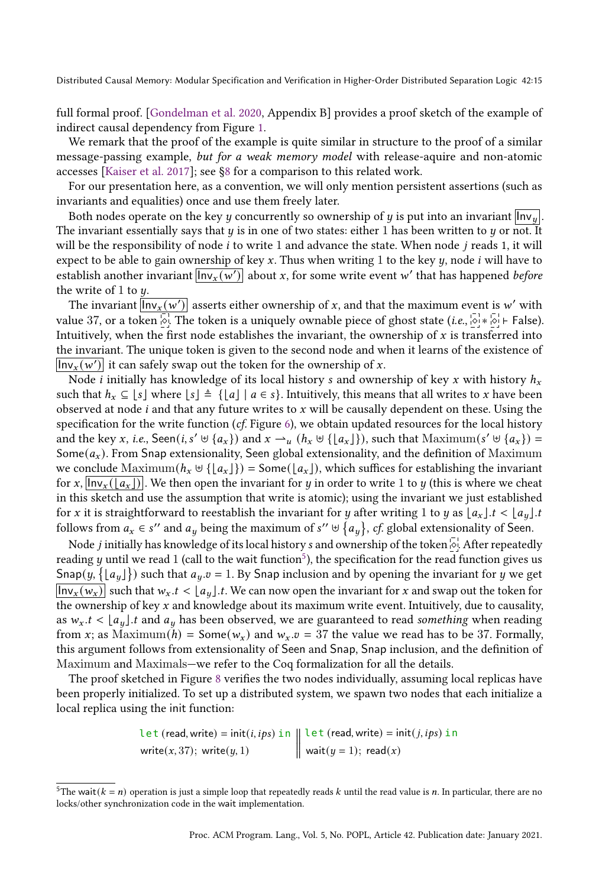full formal proof. [Gondelman et al. 2020, Appendix B] provides a proof sketch of the example of indirect causal dependency from Figure 1.

We remark that the proof of the example is quite similar in structure to the proof of a similar message-passing example, *but for a weak memory model* with release-aquire and non-atomic accesses [Kaiser et al. 2017]; see §8 for a comparison to this related work.

For our presentation here, as a convention, we will only mention persistent assertions (such as invariants and equalities) once and use them freely later.

Both nodes operate on the key $y$ concurrently so ownership of $y$ is put into an invariant $\boxed{\mathsf{Inv}_y}$. The invariant essentially says that $y$ is in one of two states: either 1 has been written to $y$ or not. It will be the responsibility of node $i$ to write 1 and advance the state. When node $j$ reads 1, it will expect to be able to gain ownership of key $x$. Thus when writing 1 to the key $y$, node $i$ will have to establish another invariant $\boxed{\mathsf{Inv}_x(w')}$ about $x$, for some write event $w'$ that has happened *before* the write of 1 to $y$.

The invariant $\boxed{\mathsf{Inv}_x(w')}$ asserts either ownership of $x$, and that the maximum event is $w'$ with value 37, or a token $\diamond$. The token is a uniquely ownable piece of ghost state (*i.e.*, $\diamond * \diamond \vdash \mathsf{False}$). Intuitively, when the first node establishes the invariant, the ownership of $x$ is transferred into the invariant. The unique token is given to the second node and when it learns of the existence of $\boxed{\mathsf{Inv}_x(w')}$ it can safely swap out the token for the ownership of $x$.

Node $i$ initially has knowledge of its local history $s$ and ownership of key $x$ with history $h_x$ such that $h_x \subseteq \lfloor s \rfloor$ where $\lfloor s \rfloor \triangleq \{\lfloor a \rfloor \mid a \in s\}$. Intuitively, this means that all writes to $x$ have been observed at node $i$ and that any future writes to $x$ will be causally dependent on these. Using the specification for the write function (*cf.* Figure 6), we obtain updated resources for the local history and the key $x$, *i.e.*, $\mathsf{Seen}(i, s' \uplus \{a_x\})$ and $x \rightharpoonup_u (h_x \uplus \{\lfloor a_x \rfloor\})$, such that $\mathrm{Maximum}(s' \uplus \{a_x\}) = \mathsf{Some}(a_x)$. From $\mathsf{Snap}$ extensionality, $\mathsf{Seen}$ global extensionality, and the definition of $\mathrm{Maximum}$ we conclude $\mathrm{Maximum}(h_x \uplus \{\lfloor a_x \rfloor\}) = \mathsf{Some}(\lfloor a_x \rfloor)$, which suffices for establishing the invariant for $x$, $\boxed{\mathsf{Inv}_x(\lfloor a_x \rfloor)}$. We then open the invariant for $y$ in order to write 1 to $y$ (this is where we cheat in this sketch and use the assumption that write is atomic); using the invariant we just established for $x$ it is straightforward to reestablish the invariant for $y$ after writing 1 to $y$ as $\lfloor a_x \rfloor.t < \lfloor a_y \rfloor.t$ follows from $a_x \in s''$ and $a_y$ being the maximum of $s'' \uplus \{a_y\}$, *cf.* global extensionality of $\mathsf{Seen}$.

Node $j$ initially has knowledge of its local history $s$ and ownership of the token $\diamond$. After repeatedly reading $y$ until we read 1 (call to the wait function[5]), the specification for the read function gives us $\mathsf{Snap}(y, \{\lfloor a_y \rfloor\})$ such that $a_y.v = 1$. By $\mathsf{Snap}$ inclusion and by opening the invariant for $y$ we get $\boxed{\mathsf{Inv}_x(w_x)}$ such that $w_x.t < \lfloor a_y \rfloor.t$. We can now open the invariant for $x$ and swap out the token for the ownership of key $x$ and knowledge about its maximum write event. Intuitively, due to causality, as $w_x.t < \lfloor a_y \rfloor.t$ and $a_y$ has been observed, we are guaranteed to read *something* when reading from $x$; as $\mathrm{Maximum}(h) = \mathsf{Some}(w_x)$ and $w_x.v = 37$ the value we read has to be 37. Formally, this argument follows from extensionality of $\mathsf{Seen}$ and $\mathsf{Snap}$, $\mathsf{Snap}$ inclusion, and the definition of $\mathrm{Maximum}$ and $\mathrm{Maximals}$—we refer to the Coq formalization for all the details.

The proof sketched in Figure 8 verifies the two nodes individually, assuming local replicas have been properly initialized. To set up a distributed system, we spawn two nodes that each initialize a local replica using the init function:

```
let (read, write) = init(i, ips) in      ||   let (read, write) = init(j, ips) in
write(x, 37); write(y, 1)                ||   wait(y = 1); read(x)
```

[5] The wait($k = n$) operation is just a simple loop that repeatedly reads $k$ until the read value is $n$. In particular, there are no locks/other synchronization code in the wait implementation.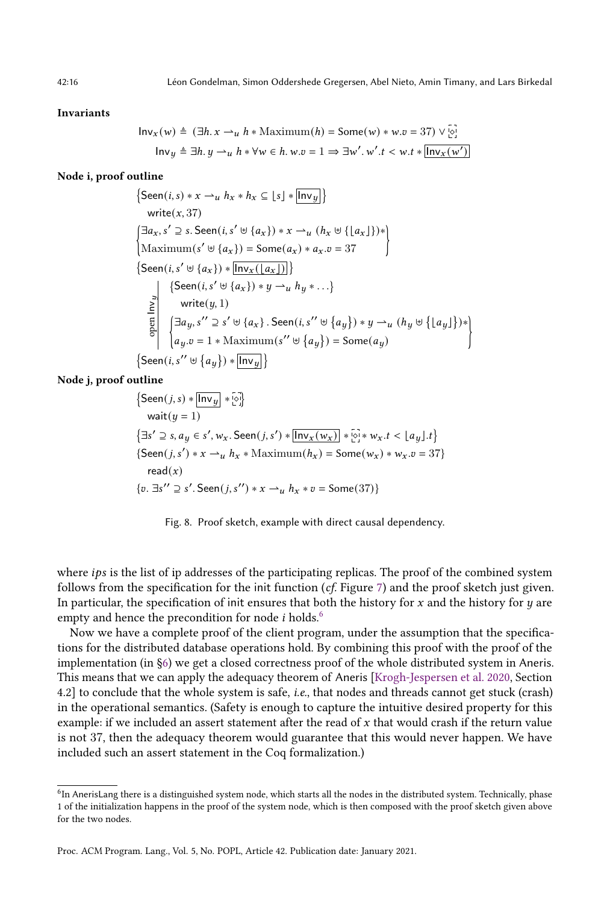**Invariants**

$$\mathsf{Inv}_x(w) \triangleq (\exists h.\, x \rightharpoonup_u h * \mathrm{Maximum}(h) = \mathsf{Some}(w) * w.v = 37) \vee \boxed{\diamond}$$

$$\mathsf{Inv}_y \triangleq \exists h.\, y \rightharpoonup_u h * \forall w \in h.\, w.v = 1 \Rightarrow \exists w'.\, w'.t < w.t * \boxed{\mathsf{Inv}_x(w')}$$

**Node i, proof outline**

$$\left\{\mathsf{Seen}(i,s) * x \rightharpoonup_u h_x * h_x \subseteq \lfloor s \rfloor * \boxed{\mathsf{Inv}_y}\right\}$$

$$\mathsf{write}(x, 37)$$

$$\left\{\begin{array}{l}\exists a_x, s' \supseteq s.\, \mathsf{Seen}(i, s' \uplus \{a_x\}) * x \rightharpoonup_u (h_x \uplus \{\lfloor a_x \rfloor\}) * \\ \mathrm{Maximum}(s' \uplus \{a_x\}) = \mathsf{Some}(a_x) * a_x.v = 37\end{array}\right\}$$

$$\left\{\mathsf{Seen}(i, s' \uplus \{a_x\}) * \boxed{\mathsf{Inv}_x(\lfloor a_x \rfloor)}\right\}$$

open $\mathsf{Inv}_y$:

$$\left\{\mathsf{Seen}(i, s' \uplus \{a_x\}) * y \rightharpoonup_u h_y * \ldots\right\}$$

$$\mathsf{write}(y, 1)$$

$$\left\{\begin{array}{l}\exists a_y, s'' \supseteq s' \uplus \{a_x\}.\, \mathsf{Seen}(i, s'' \uplus \{a_y\}) * y \rightharpoonup_u (h_y \uplus \{\lfloor a_y \rfloor\}) * \\ a_y.v = 1 * \mathrm{Maximum}(s'' \uplus \{a_y\}) = \mathsf{Some}(a_y)\end{array}\right\}$$

$$\left\{\mathsf{Seen}(i, s'' \uplus \{a_y\}) * \boxed{\mathsf{Inv}_y}\right\}$$

**Node j, proof outline**

$$\left\{\mathsf{Seen}(j,s) * \boxed{\mathsf{Inv}_y} * \boxed{\diamond}\right\}$$

$$\mathsf{wait}(y = 1)$$

$$\left\{\exists s' \supseteq s, a_y \in s', w_x.\, \mathsf{Seen}(j, s') * \boxed{\mathsf{Inv}_x(w_x)} * \boxed{\diamond} * w_x.t < \lfloor a_y \rfloor.t\right\}$$

$$\left\{\mathsf{Seen}(j, s') * x \rightharpoonup_u h_x * \mathrm{Maximum}(h_x) = \mathsf{Some}(w_x) * w_x.v = 37\right\}$$

$$\mathsf{read}(x)$$

$$\left\{v.\, \exists s'' \supseteq s'.\, \mathsf{Seen}(j, s'') * x \rightharpoonup_u h_x * v = \mathsf{Some}(37)\right\}$$

Fig. 8. Proof sketch, example with direct causal dependency.

where *ips* is the list of ip addresses of the participating replicas. The proof of the combined system follows from the specification for the init function (*cf.* Figure 7) and the proof sketch just given. In particular, the specification of init ensures that both the history for $x$ and the history for $y$ are empty and hence the precondition for node $i$ holds.[6]

Now we have a complete proof of the client program, under the assumption that the specifications for the distributed database operations hold. By combining this proof with the proof of the implementation (in §6) we get a closed correctness proof of the whole distributed system in Aneris. This means that we can apply the adequacy theorem of Aneris [Krogh-Jespersen et al. 2020, Section 4.2] to conclude that the whole system is safe, *i.e.*, that nodes and threads cannot get stuck (crash) in the operational semantics. (Safety is enough to capture the intuitive desired property for this example: if we included an assert statement after the read of $x$ that would crash if the return value is not 37, then the adequacy theorem would guarantee that this would never happen. We have included such an assert statement in the Coq formalization.)

[6] In AnerisLang there is a distinguished system node, which starts all the nodes in the distributed system. Technically, phase 1 of the initialization happens in the proof of the system node, which is then composed with the proof sketch given above for the two nodes.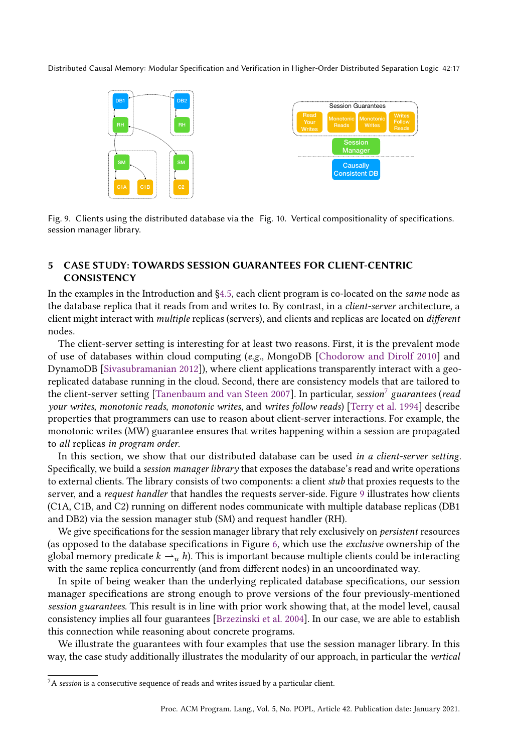Fig. 9. Clients using the distributed database via the session manager library.

Fig. 10. Vertical compositionality of specifications.

## 5 CASE STUDY: TOWARDS SESSION GUARANTEES FOR CLIENT-CENTRIC CONSISTENCY

In the examples in the Introduction and §4.5, each client program is co-located on the *same* node as the database replica that it reads from and writes to. By contrast, in a *client-server* architecture, a client might interact with *multiple* replicas (servers), and clients and replicas are located on *different* nodes.

The client-server setting is interesting for at least two reasons. First, it is the prevalent mode of use of databases within cloud computing (*e.g.*, MongoDB [Chodorow and Dirolf 2010] and DynamoDB [Sivasubramanian 2012]), where client applications transparently interact with a geo-replicated database running in the cloud. Second, there are consistency models that are tailored to the client-server setting [Tanenbaum and van Steen 2007]. In particular, *session*[7] *guarantees* (*read your writes*, *monotonic reads*, *monotonic writes*, and *writes follow reads*) [Terry et al. 1994] describe properties that programmers can use to reason about client-server interactions. For example, the monotonic writes (MW) guarantee ensures that writes happening within a session are propagated to *all* replicas *in program order*.

In this section, we show that our distributed database can be used *in a client-server setting*. Specifically, we build a *session manager library* that exposes the database's read and write operations to external clients. The library consists of two components: a client *stub* that proxies requests to the server, and a *request handler* that handles the requests server-side. Figure 9 illustrates how clients (C1A, C1B, and C2) running on different nodes communicate with multiple database replicas (DB1 and DB2) via the session manager stub (SM) and request handler (RH).

We give specifications for the session manager library that rely exclusively on *persistent* resources (as opposed to the database specifications in Figure 6, which use the *exclusive* ownership of the global memory predicate $k \rightharpoonup_u h$). This is important because multiple clients could be interacting with the same replica concurrently (and from different nodes) in an uncoordinated way.

In spite of being weaker than the underlying replicated database specifications, our session manager specifications are strong enough to prove versions of the four previously-mentioned *session guarantees*. This result is in line with prior work showing that, at the model level, causal consistency implies all four guarantees [Brzezinski et al. 2004]. In our case, we are able to establish this connection while reasoning about concrete programs.

We illustrate the guarantees with four examples that use the session manager library. In this way, the case study additionally illustrates the modularity of our approach, in particular the *vertical*

[7] A *session* is a consecutive sequence of reads and writes issued by a particular client.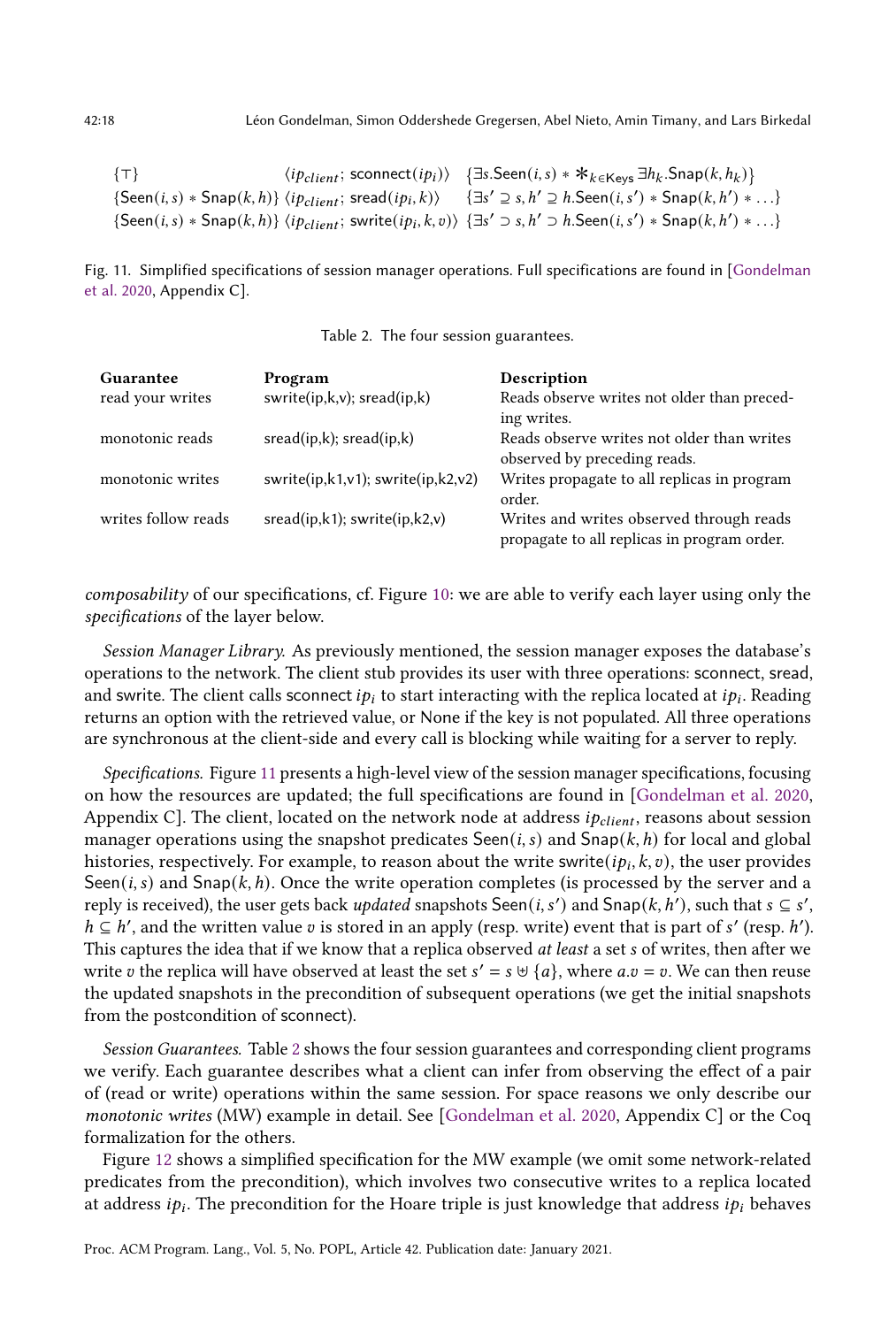$$\{\top\} \quad \langle ip_{client};\, \mathsf{sconnect}(ip_i)\rangle \quad \{\exists s.\mathsf{Seen}(i,s) * \mathop{\Large *}_{k\in\mathsf{Keys}} \exists h_k.\mathsf{Snap}(k,h_k)\}$$

$$\{\mathsf{Seen}(i,s) * \mathsf{Snap}(k,h)\} \; \langle ip_{client};\, \mathsf{sread}(ip_i,k)\rangle \quad \{\exists s' \supseteq s, h' \supseteq h.\mathsf{Seen}(i,s') * \mathsf{Snap}(k,h') * \ldots\}$$

$$\{\mathsf{Seen}(i,s) * \mathsf{Snap}(k,h)\} \; \langle ip_{client};\, \mathsf{swrite}(ip_i,k,v)\rangle \; \{\exists s' \supset s, h' \supset h.\mathsf{Seen}(i,s') * \mathsf{Snap}(k,h') * \ldots\}$$

Fig. 11. Simplified specifications of session manager operations. Full specifications are found in [Gondelman et al. 2020, Appendix C].

Table 2. The four session guarantees.

| Guarantee | Program | Description |
|---|---|---|
| read your writes | swrite(ip,k,v); sread(ip,k) | Reads observe writes not older than preceding writes. |
| monotonic reads | sread(ip,k); sread(ip,k) | Reads observe writes not older than writes observed by preceding reads. |
| monotonic writes | swrite(ip,k1,v1); swrite(ip,k2,v2) | Writes propagate to all replicas in program order. |
| writes follow reads | sread(ip,k1); swrite(ip,k2,v) | Writes and writes observed through reads propagate to all replicas in program order. |

*composability* of our specifications, cf. Figure 10: we are able to verify each layer using only the *specifications* of the layer below.

*Session Manager Library.* As previously mentioned, the session manager exposes the database's operations to the network. The client stub provides its user with three operations: sconnect, sread, and swrite. The client calls sconnect $ip_i$ to start interacting with the replica located at $ip_i$. Reading returns an option with the retrieved value, or None if the key is not populated. All three operations are synchronous at the client-side and every call is blocking while waiting for a server to reply.

*Specifications.* Figure 11 presents a high-level view of the session manager specifications, focusing on how the resources are updated; the full specifications are found in [Gondelman et al. 2020, Appendix C]. The client, located on the network node at address $ip_{client}$, reasons about session manager operations using the snapshot predicates $\mathsf{Seen}(i, s)$ and $\mathsf{Snap}(k, h)$ for local and global histories, respectively. For example, to reason about the write $\mathsf{swrite}(ip_i, k, v)$, the user provides $\mathsf{Seen}(i, s)$ and $\mathsf{Snap}(k, h)$. Once the write operation completes (is processed by the server and a reply is received), the user gets back *updated* snapshots $\mathsf{Seen}(i, s')$ and $\mathsf{Snap}(k, h')$, such that $s \subseteq s'$, $h \subseteq h'$, and the written value $v$ is stored in an apply (resp. write) event that is part of $s'$ (resp. $h'$). This captures the idea that if we know that a replica observed *at least* a set $s$ of writes, then after we write $v$ the replica will have observed at least the set $s' = s \uplus \{a\}$, where $a.v = v$. We can then reuse the updated snapshots in the precondition of subsequent operations (we get the initial snapshots from the postcondition of sconnect).

*Session Guarantees.* Table 2 shows the four session guarantees and corresponding client programs we verify. Each guarantee describes what a client can infer from observing the effect of a pair of (read or write) operations within the same session. For space reasons we only describe our *monotonic writes* (MW) example in detail. See [Gondelman et al. 2020, Appendix C] or the Coq formalization for the others.

Figure 12 shows a simplified specification for the MW example (we omit some network-related predicates from the precondition), which involves two consecutive writes to a replica located at address $ip_i$. The precondition for the Hoare triple is just knowledge that address $ip_i$ behaves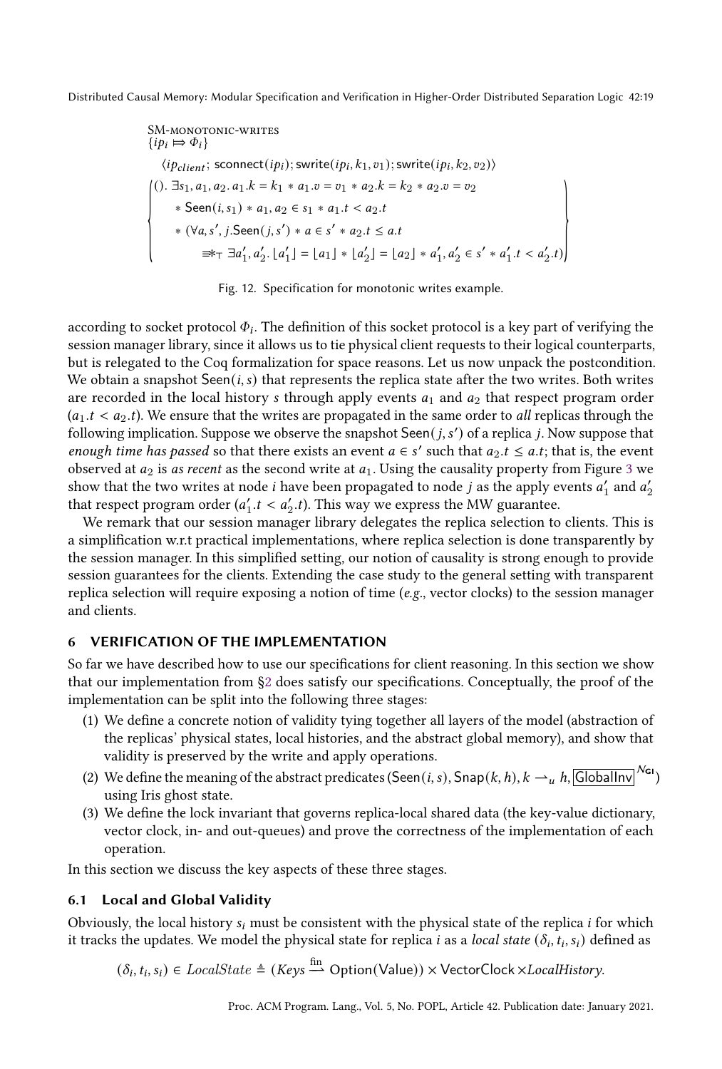SM-MONOTONIC-WRITES

$$
\begin{array}{l}
\{ip_i \Rrightarrow \Phi_i\} \\
\quad \langle ip_{client};\ \mathsf{sconnect}(ip_i); \mathsf{swrite}(ip_i, k_1, v_1); \mathsf{swrite}(ip_i, k_2, v_2)\rangle \\
\left\{
\begin{array}{l}
().\ \exists s_1, a_1, a_2.\ a_1.k = k_1 * a_1.v = v_1 * a_2.k = k_2 * a_2.v = v_2 \\
\quad * \mathsf{Seen}(i, s_1) * a_1, a_2 \in s_1 * a_1.t < a_2.t \\
\quad * (\forall a, s', j. \mathsf{Seen}(j, s') * a \in s' * a_2.t \leq a.t \\
\qquad \Rrightarrow\!*_{\top}\ \exists a_1', a_2'.\ \lfloor a_1' \rfloor = \lfloor a_1 \rfloor * \lfloor a_2' \rfloor = \lfloor a_2 \rfloor * a_1', a_2' \in s' * a_1'.t < a_2'.t)
\end{array}
\right\}
\end{array}
$$

Fig. 12. Specification for monotonic writes example.

according to socket protocol $\Phi_i$. The definition of this socket protocol is a key part of verifying the session manager library, since it allows us to tie physical client requests to their logical counterparts, but is relegated to the Coq formalization for space reasons. Let us now unpack the postcondition. We obtain a snapshot $\mathsf{Seen}(i, s)$ that represents the replica state after the two writes. Both writes are recorded in the local history $s$ through apply events $a_1$ and $a_2$ that respect program order ($a_1.t < a_2.t$). We ensure that the writes are propagated in the same order to *all* replicas through the following implication. Suppose we observe the snapshot $\mathsf{Seen}(j, s')$ of a replica $j$. Now suppose that *enough time has passed* so that there exists an event $a \in s'$ such that $a_2.t \leq a.t$; that is, the event observed at $a_2$ is *as recent* as the second write at $a_1$. Using the causality property from Figure 3 we show that the two writes at node $i$ have been propagated to node $j$ as the apply events $a_1'$ and $a_2'$ that respect program order ($a_1'.t < a_2'.t$). This way we express the MW guarantee.

We remark that our session manager library delegates the replica selection to clients. This is a simplification w.r.t practical implementations, where replica selection is done transparently by the session manager. In this simplified setting, our notion of causality is strong enough to provide session guarantees for the clients. Extending the case study to the general setting with transparent replica selection will require exposing a notion of time (*e.g.*, vector clocks) to the session manager and clients.

## 6 VERIFICATION OF THE IMPLEMENTATION

So far we have described how to use our specifications for client reasoning. In this section we show that our implementation from §2 does satisfy our specifications. Conceptually, the proof of the implementation can be split into the following three stages:

1. We define a concrete notion of validity tying together all layers of the model (abstraction of the replicas' physical states, local histories, and the abstract global memory), and show that validity is preserved by the write and apply operations.
2. We define the meaning of the abstract predicates ($\mathsf{Seen}(i, s)$, $\mathsf{Snap}(k, h)$, $k \rightharpoonup_u h$, $\boxed{\mathsf{GlobalInv}}^{\mathcal{N}_{\mathsf{GI}}}$) using Iris ghost state.
3. We define the lock invariant that governs replica-local shared data (the key-value dictionary, vector clock, in- and out-queues) and prove the correctness of the implementation of each operation.

In this section we discuss the key aspects of these three stages.

### 6.1 Local and Global Validity

Obviously, the local history $s_i$ must be consistent with the physical state of the replica $i$ for which it tracks the updates. We model the physical state for replica $i$ as a *local state* $(\delta_i, t_i, s_i)$ defined as

$$(\delta_i, t_i, s_i) \in \mathit{LocalState} \triangleq (\mathit{Keys} \xrightharpoonup{\text{fin}} \mathsf{Option}(\mathsf{Value})) \times \mathsf{VectorClock} \times \mathit{LocalHistory}.$$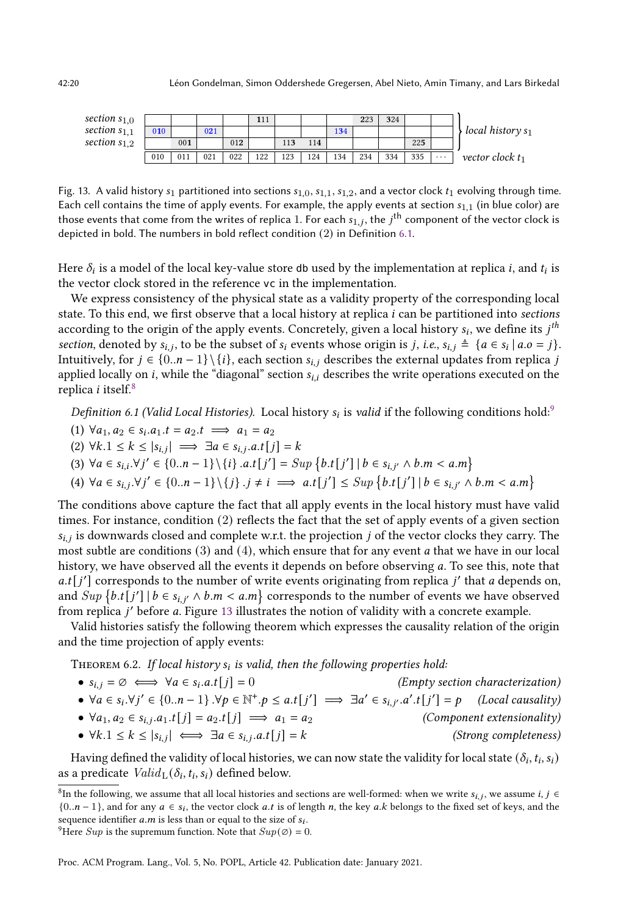| | | | | | | | | | | | | | |
|---|---|---|---|---|---|---|---|---|---|---|---|---|---|
| *section* $s_{1,0}$ | | | | | **111** | | | | **223** | **324** | | | *local history* $s_1$ |
| *section* $s_{1,1}$ | 010 | | 021 | | | | | 134 | | | | | *local history* $s_1$ |
| *section* $s_{1,2}$ | | **001** | | **012** | | **113** | **114** | | | | **225** | | *local history* $s_1$ |
| | 010 | 011 | 021 | 022 | 122 | 123 | 124 | 134 | 234 | 334 | 335 | ··· | *vector clock* $t_1$ |

Fig. 13. A valid history $s_1$ partitioned into sections $s_{1,0}$, $s_{1,1}$, $s_{1,2}$, and a vector clock $t_1$ evolving through time. Each cell contains the time of apply events. For example, the apply events at section $s_{1,1}$ (in blue color) are those events that come from the writes of replica 1. For each $s_{1,j}$, the $j^{\text{th}}$ component of the vector clock is depicted in bold. The numbers in bold reflect condition (2) in Definition 6.1.

Here $\delta_i$ is a model of the local key-value store `db` used by the implementation at replica $i$, and $t_i$ is the vector clock stored in the reference `vc` in the implementation.

We express consistency of the physical state as a validity property of the corresponding local state. To this end, we first observe that a local history at replica $i$ can be partitioned into *sections* according to the origin of the apply events. Concretely, given a local history $s_i$, we define its $j^{th}$ *section*, denoted by $s_{i,j}$, to be the subset of $s_i$ events whose origin is $j$, *i.e.*, $s_{i,j} \triangleq \{a \in s_i \mid a.o = j\}$. Intuitively, for $j \in \{0..n-1\}\setminus\{i\}$, each section $s_{i,j}$ describes the external updates from replica $j$ applied locally on $i$, while the "diagonal" section $s_{i,i}$ describes the write operations executed on the replica $i$ itself.[8]

*Definition 6.1 (Valid Local Histories).* Local history $s_i$ is *valid* if the following conditions hold:[9]

(1) $\forall a_1, a_2 \in s_i. a_1.t = a_2.t \implies a_1 = a_2$

(2) $\forall k. 1 \leq k \leq |s_{i,j}| \implies \exists a \in s_{i,j}. a.t[j] = k$

(3) $\forall a \in s_{i,i}. \forall j' \in \{0..n-1\}\setminus\{i\}. a.t[j'] = Sup\left\{b.t[j'] \mid b \in s_{i,j'} \wedge b.m < a.m\right\}$

(4) $\forall a \in s_{i,j}. \forall j' \in \{0..n-1\}\setminus\{j\}. j \neq i \implies a.t[j'] \leq Sup\left\{b.t[j'] \mid b \in s_{i,j'} \wedge b.m < a.m\right\}$

The conditions above capture the fact that all apply events in the local history must have valid times. For instance, condition (2) reflects the fact that the set of apply events of a given section $s_{i,j}$ is downwards closed and complete w.r.t. the projection $j$ of the vector clocks they carry. The most subtle are conditions (3) and (4), which ensure that for any event $a$ that we have in our local history, we have observed all the events it depends on before observing $a$. To see this, note that $a.t[j']$ corresponds to the number of write events originating from replica $j'$ that $a$ depends on, and $Sup\left\{b.t[j'] \mid b \in s_{i,j'} \wedge b.m < a.m\right\}$ corresponds to the number of events we have observed from replica $j'$ before $a$. Figure 13 illustrates the notion of validity with a concrete example.

Valid histories satisfy the following theorem which expresses the causality relation of the origin and the time projection of apply events:

THEOREM 6.2. *If local history $s_i$ is valid, then the following properties hold:*

- $s_{i,j} = \varnothing \iff \forall a \in s_i. a.t[j] = 0$ *(Empty section characterization)*
- $\forall a \in s_i. \forall j' \in \{0..n-1\}. \forall p \in \mathbb{N}^+. p \leq a.t[j'] \implies \exists a' \in s_{i,j'}. a'.t[j'] = p$ *(Local causality)*
- $\forall a_1, a_2 \in s_{i,j}. a_1.t[j] = a_2.t[j] \implies a_1 = a_2$ *(Component extensionality)*
- $\forall k. 1 \leq k \leq |s_{i,j}| \iff \exists a \in s_{i,j}. a.t[j] = k$ *(Strong completeness)*

Having defined the validity of local histories, we can now state the validity for local state $(\delta_i, t_i, s_i)$ as a predicate $Valid_{\mathrm{L}}(\delta_i, t_i, s_i)$ defined below.

[8]In the following, we assume that all local histories and sections are well-formed: when we write $s_{i,j}$, we assume $i, j \in \{0..n-1\}$, and for any $a \in s_i$, the vector clock $a.t$ is of length $n$, the key $a.k$ belongs to the fixed set of keys, and the sequence identifier $a.m$ is less than or equal to the size of $s_i$.

[9]Here $Sup$ is the supremum function. Note that $Sup(\varnothing) = 0$.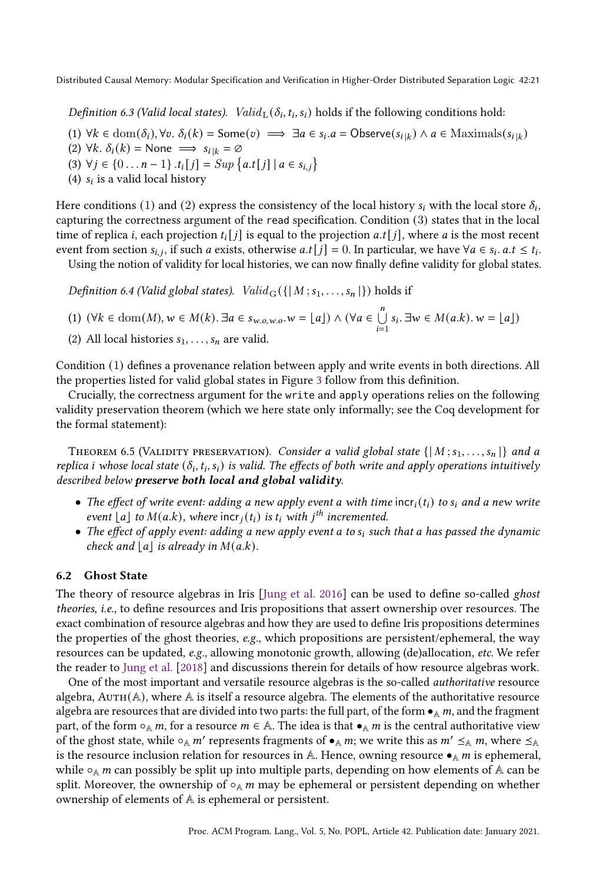*Definition 6.3 (Valid local states).* $\mathit{Valid}_{\mathrm{L}}(\delta_i, t_i, s_i)$ holds if the following conditions hold:

(1) $\forall k \in \mathrm{dom}(\delta_i), \forall v.\ \delta_i(k) = \mathsf{Some}(v) \implies \exists a \in s_i. a = \mathsf{Observe}(s_{i\,|k}) \wedge a \in \mathrm{Maximals}(s_{i\,|k})$
(2) $\forall k.\ \delta_i(k) = \mathsf{None} \implies s_{i\,|k} = \varnothing$
(3) $\forall j \in \{0 \ldots n-1\}\,.t_i[j] = \mathit{Sup}\left\{a.t[j] \mid a \in s_{i,j}\right\}$
(4) $s_i$ is a valid local history

Here conditions (1) and (2) express the consistency of the local history $s_i$ with the local store $\delta_i$, capturing the correctness argument of the `read` specification. Condition (3) states that in the local time of replica $i$, each projection $t_i[j]$ is equal to the projection $a.t[j]$, where $a$ is the most recent event from section $s_{i,j}$, if such $a$ exists, otherwise $a.t[j] = 0$. In particular, we have $\forall a \in s_i.\ a.t \leq t_i$.

Using the notion of validity for local histories, we can now finally define validity for global states.

*Definition 6.4 (Valid global states).* $\mathit{Valid}_{\mathrm{G}}(\{\!|\, M\,; s_1, \ldots, s_n \,|\!\})$ holds if

(1) $(\forall k \in \mathrm{dom}(M), w \in M(k).\ \exists a \in s_{w.o,w.o}.w = \lfloor a \rfloor) \wedge (\forall a \in \bigcup_{i=1}^{n} s_i.\ \exists w \in M(a.k).\ w = \lfloor a \rfloor)$
(2) All local histories $s_1, \ldots, s_n$ are valid.

Condition (1) defines a provenance relation between apply and write events in both directions. All the properties listed for valid global states in Figure 3 follow from this definition.

Crucially, the correctness argument for the `write` and `apply` operations relies on the following validity preservation theorem (which we here state only informally; see the Coq development for the formal statement):

Theorem 6.5 (Validity preservation). *Consider a valid global state $\{\!|\, M\,; s_1, \ldots, s_n \,|\!\}$ and a replica $i$ whose local state $(\delta_i, t_i, s_i)$ is valid. The effects of both write and apply operations intuitively described below* ***preserve both local and global validity****.*

- *The effect of write event: adding a new apply event $a$ with time $\mathsf{incr}_i(t_i)$ to $s_i$ and a new write event $\lfloor a \rfloor$ to $M(a.k)$, where $\mathsf{incr}_j(t_i)$ is $t_i$ with $j^{th}$ incremented.*
- *The effect of apply event: adding a new apply event $a$ to $s_i$ such that $a$ has passed the dynamic check and $\lfloor a \rfloor$ is already in $M(a.k)$.*

## 6.2 Ghost State

The theory of resource algebras in Iris [Jung et al. 2016] can be used to define so-called *ghost theories*, *i.e.*, to define resources and Iris propositions that assert ownership over resources. The exact combination of resource algebras and how they are used to define Iris propositions determines the properties of the ghost theories, *e.g.*, which propositions are persistent/ephemeral, the way resources can be updated, *e.g.*, allowing monotonic growth, allowing (de)allocation, *etc.* We refer the reader to Jung et al. [2018] and discussions therein for details of how resource algebras work.

One of the most important and versatile resource algebras is the so-called *authoritative* resource algebra, $\mathrm{Auth}(\mathbb{A})$, where $\mathbb{A}$ is itself a resource algebra. The elements of the authoritative resource algebra are resources that are divided into two parts: the full part, of the form $\bullet_{\mathbb{A}}\, m$, and the fragment part, of the form $\circ_{\mathbb{A}}\, m$, for a resource $m \in \mathbb{A}$. The idea is that $\bullet_{\mathbb{A}}\, m$ is the central authoritative view of the ghost state, while $\circ_{\mathbb{A}}\, m'$ represents fragments of $\bullet_{\mathbb{A}}\, m$; we write this as $m' \preceq_{\mathbb{A}} m$, where $\preceq_{\mathbb{A}}$ is the resource inclusion relation for resources in $\mathbb{A}$. Hence, owning resource $\bullet_{\mathbb{A}}\, m$ is ephemeral, while $\circ_{\mathbb{A}}\, m$ can possibly be split up into multiple parts, depending on how elements of $\mathbb{A}$ can be split. Moreover, the ownership of $\circ_{\mathbb{A}}\, m$ may be ephemeral or persistent depending on whether ownership of elements of $\mathbb{A}$ is ephemeral or persistent.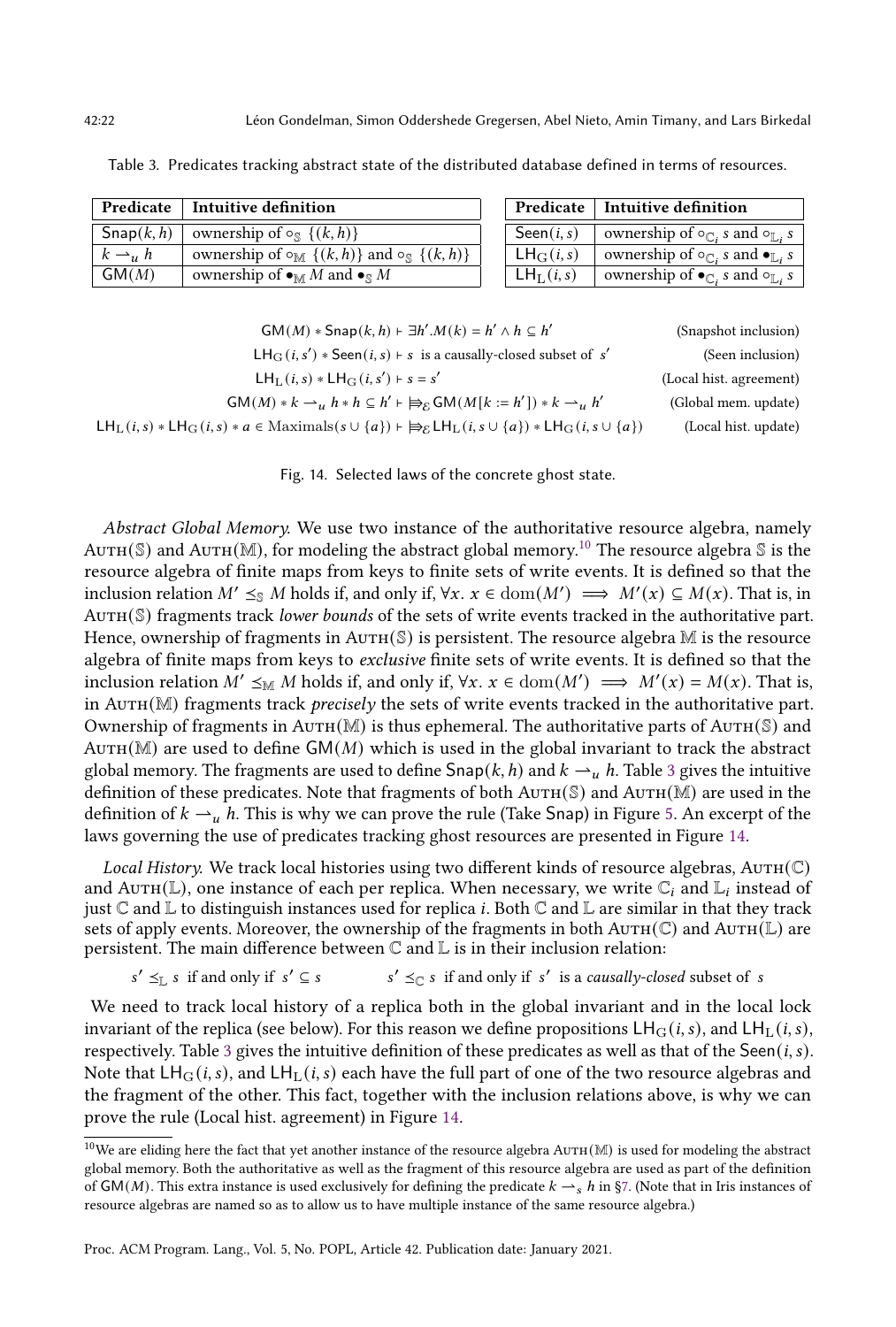Table 3. Predicates tracking abstract state of the distributed database defined in terms of resources.

| Predicate | Intuitive definition |
|---|---|
| $\mathsf{Snap}(k, h)$ | ownership of $\circ_{\mathbb{S}} \{(k, h)\}$ |
| $k \rightharpoonup_u h$ | ownership of $\circ_{\mathbb{M}} \{(k, h)\}$ and $\circ_{\mathbb{S}} \{(k, h)\}$ |
| $\mathsf{GM}(M)$ | ownership of $\bullet_{\mathbb{M}} M$ and $\bullet_{\mathbb{S}} M$ |

| Predicate | Intuitive definition |
|---|---|
| $\mathsf{Seen}(i, s)$ | ownership of $\circ_{\mathbb{C}_i} s$ and $\circ_{\mathbb{L}_i} s$ |
| $\mathsf{LH}_{\mathrm{G}}(i, s)$ | ownership of $\circ_{\mathbb{C}_i} s$ and $\bullet_{\mathbb{L}_i} s$ |
| $\mathsf{LH}_{\mathrm{L}}(i, s)$ | ownership of $\bullet_{\mathbb{C}_i} s$ and $\circ_{\mathbb{L}_i} s$ |

$$\mathsf{GM}(M) * \mathsf{Snap}(k, h) \vdash \exists h'. M(k) = h' \land h \subseteq h' \qquad \text{(Snapshot inclusion)}$$

$$\mathsf{LH}_{\mathrm{G}}(i, s') * \mathsf{Seen}(i, s) \vdash s \text{ is a causally-closed subset of } s' \qquad \text{(Seen inclusion)}$$

$$\mathsf{LH}_{\mathrm{L}}(i, s) * \mathsf{LH}_{\mathrm{G}}(i, s') \vdash s = s' \qquad \text{(Local hist. agreement)}$$

$$\mathsf{GM}(M) * k \rightharpoonup_u h * h \subseteq h' \vdash \Rrightarrow_{\mathcal{E}} \mathsf{GM}(M[k := h']) * k \rightharpoonup_u h' \qquad \text{(Global mem. update)}$$

$$\mathsf{LH}_{\mathrm{L}}(i, s) * \mathsf{LH}_{\mathrm{G}}(i, s) * a \in \mathrm{Maximals}(s \cup \{a\}) \vdash \Rrightarrow_{\mathcal{E}} \mathsf{LH}_{\mathrm{L}}(i, s \cup \{a\}) * \mathsf{LH}_{\mathrm{G}}(i, s \cup \{a\}) \qquad \text{(Local hist. update)}$$

Fig. 14. Selected laws of the concrete ghost state.

*Abstract Global Memory.* We use two instance of the authoritative resource algebra, namely $\textsc{Auth}(\mathbb{S})$ and $\textsc{Auth}(\mathbb{M})$, for modeling the abstract global memory.[10] The resource algebra $\mathbb{S}$ is the resource algebra of finite maps from keys to finite sets of write events. It is defined so that the inclusion relation $M' \preceq_{\mathbb{S}} M$ holds if, and only if, $\forall x.\ x \in \mathrm{dom}(M') \implies M'(x) \subseteq M(x)$. That is, in $\textsc{Auth}(\mathbb{S})$ fragments track *lower bounds* of the sets of write events tracked in the authoritative part. Hence, ownership of fragments in $\textsc{Auth}(\mathbb{S})$ is persistent. The resource algebra $\mathbb{M}$ is the resource algebra of finite maps from keys to *exclusive* finite sets of write events. It is defined so that the inclusion relation $M' \preceq_{\mathbb{M}} M$ holds if, and only if, $\forall x.\ x \in \mathrm{dom}(M') \implies M'(x) = M(x)$. That is, in $\textsc{Auth}(\mathbb{M})$ fragments track *precisely* the sets of write events tracked in the authoritative part. Ownership of fragments in $\textsc{Auth}(\mathbb{M})$ is thus ephemeral. The authoritative parts of $\textsc{Auth}(\mathbb{S})$ and $\textsc{Auth}(\mathbb{M})$ are used to define $\mathsf{GM}(M)$ which is used in the global invariant to track the abstract global memory. The fragments are used to define $\mathsf{Snap}(k, h)$ and $k \rightharpoonup_u h$. Table 3 gives the intuitive definition of these predicates. Note that fragments of both $\textsc{Auth}(\mathbb{S})$ and $\textsc{Auth}(\mathbb{M})$ are used in the definition of $k \rightharpoonup_u h$. This is why we can prove the rule (Take $\mathsf{Snap}$) in Figure 5. An excerpt of the laws governing the use of predicates tracking ghost resources are presented in Figure 14.

*Local History.* We track local histories using two different kinds of resource algebras, $\textsc{Auth}(\mathbb{C})$ and $\textsc{Auth}(\mathbb{L})$, one instance of each per replica. When necessary, we write $\mathbb{C}_i$ and $\mathbb{L}_i$ instead of just $\mathbb{C}$ and $\mathbb{L}$ to distinguish instances used for replica $i$. Both $\mathbb{C}$ and $\mathbb{L}$ are similar in that they track sets of apply events. Moreover, the ownership of the fragments in both $\textsc{Auth}(\mathbb{C})$ and $\textsc{Auth}(\mathbb{L})$ are persistent. The main difference between $\mathbb{C}$ and $\mathbb{L}$ is in their inclusion relation:

$$s' \preceq_{\mathbb{L}} s \text{ if and only if } s' \subseteq s \qquad\qquad s' \preceq_{\mathbb{C}} s \text{ if and only if } s' \text{ is a } \textit{causally-closed} \text{ subset of } s$$

We need to track local history of a replica both in the global invariant and in the local lock invariant of the replica (see below). For this reason we define propositions $\mathsf{LH}_{\mathrm{G}}(i, s)$, and $\mathsf{LH}_{\mathrm{L}}(i, s)$, respectively. Table 3 gives the intuitive definition of these predicates as well as that of the $\mathsf{Seen}(i, s)$. Note that $\mathsf{LH}_{\mathrm{G}}(i, s)$, and $\mathsf{LH}_{\mathrm{L}}(i, s)$ each have the full part of one of the two resource algebras and the fragment of the other. This fact, together with the inclusion relations above, is why we can prove the rule (Local hist. agreement) in Figure 14.

[10] We are eliding here the fact that yet another instance of the resource algebra $\textsc{Auth}(\mathbb{M})$ is used for modeling the abstract global memory. Both the authoritative as well as the fragment of this resource algebra are used as part of the definition of $\mathsf{GM}(M)$. This extra instance is used exclusively for defining the predicate $k \rightharpoonup_s h$ in §7. (Note that in Iris instances of resource algebras are named so as to allow us to have multiple instance of the same resource algebra.)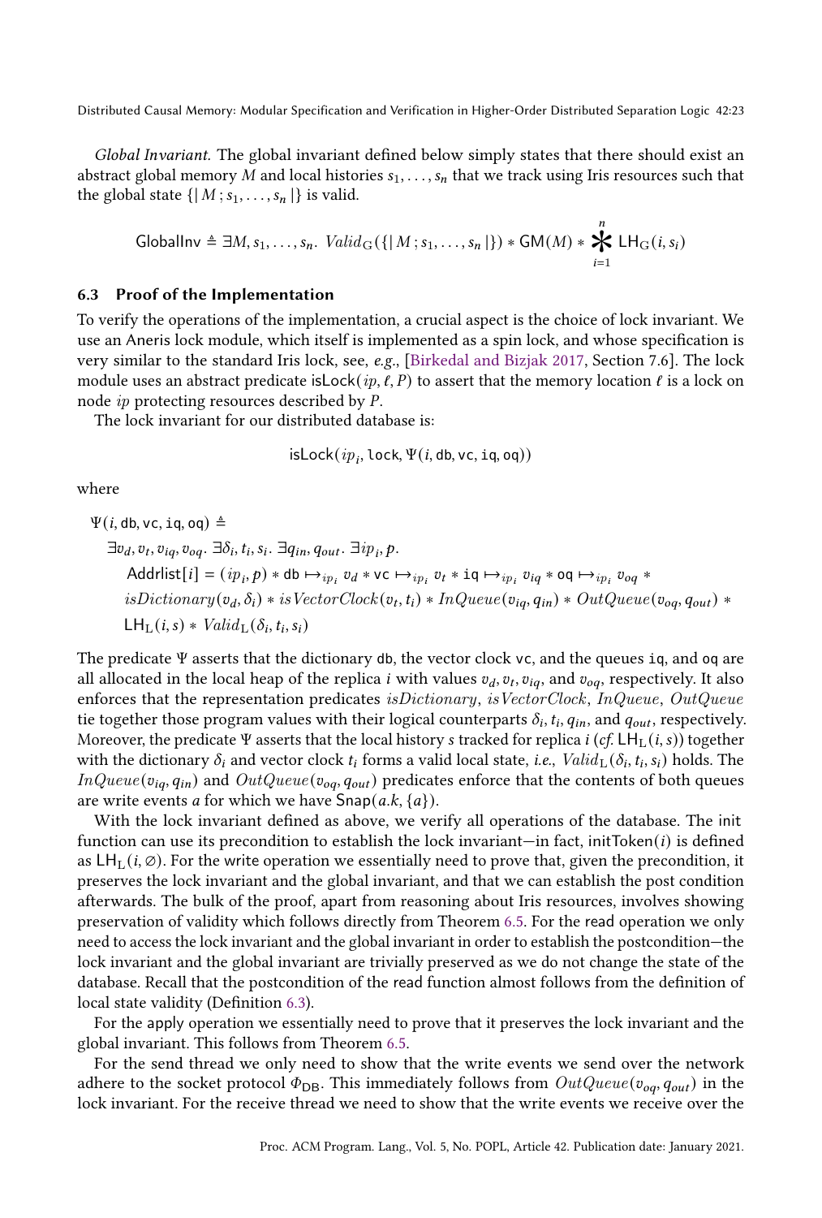*Global Invariant.* The global invariant defined below simply states that there should exist an abstract global memory $M$ and local histories $s_1, \ldots, s_n$ that we track using Iris resources such that the global state $\{\!|\, M\,; s_1, \ldots, s_n \,|\!\}$ is valid.

$$\mathsf{GlobalInv} \triangleq \exists M, s_1, \ldots, s_n.\ \mathit{Valid}_{\mathrm{G}}(\{\!|\, M\,; s_1, \ldots, s_n \,|\!\}) * \mathsf{GM}(M) * \mathop{\Huge\ast}_{i=1}^{n} \mathsf{LH}_{\mathrm{G}}(i, s_i)$$

### 6.3 Proof of the Implementation

To verify the operations of the implementation, a crucial aspect is the choice of lock invariant. We use an Aneris lock module, which itself is implemented as a spin lock, and whose specification is very similar to the standard Iris lock, see, *e.g.*, [Birkedal and Bizjak 2017, Section 7.6]. The lock module uses an abstract predicate $\mathsf{isLock}(ip, \ell, P)$ to assert that the memory location $\ell$ is a lock on node $ip$ protecting resources described by $P$.

The lock invariant for our distributed database is:

$$\mathsf{isLock}(ip_i, \mathtt{lock}, \Psi(i, \mathsf{db}, \mathsf{vc}, \mathtt{iq}, \mathsf{oq}))$$

where

$$\begin{aligned}
&\Psi(i, \mathsf{db}, \mathsf{vc}, \mathtt{iq}, \mathsf{oq}) \triangleq \\
&\quad \exists v_d, v_t, v_{iq}, v_{oq}.\ \exists \delta_i, t_i, s_i.\ \exists q_{in}, q_{out}.\ \exists ip_i, p. \\
&\qquad \mathsf{Addrlist}[i] = (ip_i, p) * \mathsf{db} \mapsto_{ip_i} v_d * \mathsf{vc} \mapsto_{ip_i} v_t * \mathtt{iq} \mapsto_{ip_i} v_{iq} * \mathsf{oq} \mapsto_{ip_i} v_{oq} * \\
&\qquad \mathit{isDictionary}(v_d, \delta_i) * \mathit{isVectorClock}(v_t, t_i) * \mathit{InQueue}(v_{iq}, q_{in}) * \mathit{OutQueue}(v_{oq}, q_{out}) * \\
&\qquad \mathsf{LH}_{\mathrm{L}}(i, s) * \mathit{Valid}_{\mathrm{L}}(\delta_i, t_i, s_i)
\end{aligned}$$

The predicate $\Psi$ asserts that the dictionary db, the vector clock vc, and the queues iq, and oq are all allocated in the local heap of the replica $i$ with values $v_d, v_t, v_{iq}$, and $v_{oq}$, respectively. It also enforces that the representation predicates $\mathit{isDictionary}$, $\mathit{isVectorClock}$, $\mathit{InQueue}$, $\mathit{OutQueue}$ tie together those program values with their logical counterparts $\delta_i, t_i, q_{in}$, and $q_{out}$, respectively. Moreover, the predicate $\Psi$ asserts that the local history $s$ tracked for replica $i$ (*cf.* $\mathsf{LH}_{\mathrm{L}}(i, s)$) together with the dictionary $\delta_i$ and vector clock $t_i$ forms a valid local state, *i.e.*, $\mathit{Valid}_{\mathrm{L}}(\delta_i, t_i, s_i)$ holds. The $\mathit{InQueue}(v_{iq}, q_{in})$ and $\mathit{OutQueue}(v_{oq}, q_{out})$ predicates enforce that the contents of both queues are write events $a$ for which we have $\mathsf{Snap}(a.k, \{a\})$.

With the lock invariant defined as above, we verify all operations of the database. The init function can use its precondition to establish the lock invariant—in fact, $\mathsf{initToken}(i)$ is defined as $\mathsf{LH}_{\mathrm{L}}(i, \emptyset)$. For the write operation we essentially need to prove that, given the precondition, it preserves the lock invariant and the global invariant, and that we can establish the post condition afterwards. The bulk of the proof, apart from reasoning about Iris resources, involves showing preservation of validity which follows directly from Theorem 6.5. For the read operation we only need to access the lock invariant and the global invariant in order to establish the postcondition—the lock invariant and the global invariant are trivially preserved as we do not change the state of the database. Recall that the postcondition of the read function almost follows from the definition of local state validity (Definition 6.3).

For the apply operation we essentially need to prove that it preserves the lock invariant and the global invariant. This follows from Theorem 6.5.

For the send thread we only need to show that the write events we send over the network adhere to the socket protocol $\Phi_{\mathsf{DB}}$. This immediately follows from $\mathit{OutQueue}(v_{oq}, q_{out})$ in the lock invariant. For the receive thread we need to show that the write events we receive over the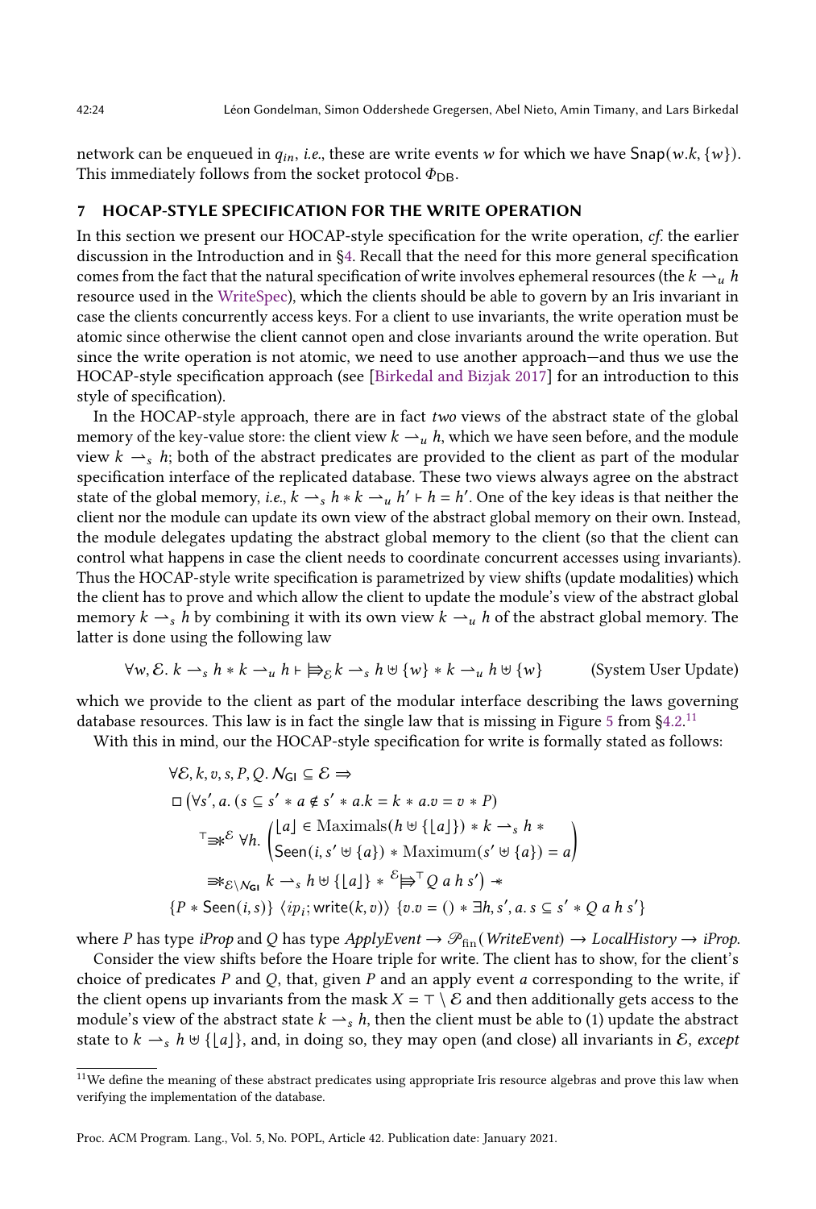network can be enqueued in $q_{in}$, *i.e.*, these are write events $w$ for which we have $\mathsf{Snap}(w.k, \{w\})$. This immediately follows from the socket protocol $\Phi_{\mathsf{DB}}$.

## 7 HOCAP-STYLE SPECIFICATION FOR THE WRITE OPERATION

In this section we present our HOCAP-style specification for the write operation, *cf.* the earlier discussion in the Introduction and in §4. Recall that the need for this more general specification comes from the fact that the natural specification of write involves ephemeral resources (the $k \rightharpoonup_u h$ resource used in the WriteSpec), which the clients should be able to govern by an Iris invariant in case the clients concurrently access keys. For a client to use invariants, the write operation must be atomic since otherwise the client cannot open and close invariants around the write operation. But since the write operation is not atomic, we need to use another approach—and thus we use the HOCAP-style specification approach (see [Birkedal and Bizjak 2017] for an introduction to this style of specification).

In the HOCAP-style approach, there are in fact *two* views of the abstract state of the global memory of the key-value store: the client view $k \rightharpoonup_u h$, which we have seen before, and the module view $k \rightharpoonup_s h$; both of the abstract predicates are provided to the client as part of the modular specification interface of the replicated database. These two views always agree on the abstract state of the global memory, *i.e.*, $k \rightharpoonup_s h * k \rightharpoonup_u h' \vdash h = h'$. One of the key ideas is that neither the client nor the module can update its own view of the abstract global memory on their own. Instead, the module delegates updating the abstract global memory to the client (so that the client can control what happens in case the client needs to coordinate concurrent accesses using invariants). Thus the HOCAP-style write specification is parametrized by view shifts (update modalities) which the client has to prove and which allow the client to update the module's view of the abstract global memory $k \rightharpoonup_s h$ by combining it with its own view $k \rightharpoonup_u h$ of the abstract global memory. The latter is done using the following law

$$\forall w, \mathcal{E}.\ k \rightharpoonup_s h * k \rightharpoonup_u h \vdash {\Rrightarrow}_{\mathcal{E}}\, k \rightharpoonup_s h \uplus \{w\} * k \rightharpoonup_u h \uplus \{w\} \qquad \text{(System User Update)}$$

which we provide to the client as part of the modular interface describing the laws governing database resources. This law is in fact the single law that is missing in Figure 5 from §4.2.[11]

With this in mind, our the HOCAP-style specification for write is formally stated as follows:

$$\begin{aligned}
&\forall \mathcal{E}, k, v, s, P, Q.\ \mathcal{N}_{\mathsf{GI}} \subseteq \mathcal{E} \Rightarrow \\
&\Box \Big(\forall s', a.\ (s \subseteq s' * a \notin s' * a.k = k * a.v = v * P) \\
&\qquad {}^{\top}{\Rrightarrow\!\!*}^{\mathcal{E}}\ \forall h.\ \begin{pmatrix} \lfloor a \rfloor \in \mathrm{Maximals}(h \uplus \{\lfloor a \rfloor\}) * k \rightharpoonup_s h * \\ \mathsf{Seen}(i, s' \uplus \{a\}) * \mathrm{Maximum}(s' \uplus \{a\}) = a \end{pmatrix} \\
&\qquad\quad \Rrightarrow\!\!*_{\mathcal{E} \setminus \mathcal{N}_{\mathsf{GI}}}\ k \rightharpoonup_s h \uplus \{\lfloor a \rfloor\} * {}^{\mathcal{E}}{\Rrightarrow}^{\top} Q\ a\ h\ s'\Big) \twoheadrightarrow \\
&\{P * \mathsf{Seen}(i, s)\}\ \langle ip_i; \mathsf{write}(k, v)\rangle\ \{v.v = () * \exists h, s', a.\ s \subseteq s' * Q\ a\ h\ s'\}
\end{aligned}$$

where $P$ has type *iProp* and $Q$ has type $\mathit{ApplyEvent} \to \mathscr{P}_{\mathrm{fin}}(\mathit{WriteEvent}) \to \mathit{LocalHistory} \to \mathit{iProp}$.

Consider the view shifts before the Hoare triple for write. The client has to show, for the client's choice of predicates $P$ and $Q$, that, given $P$ and an apply event $a$ corresponding to the write, if the client opens up invariants from the mask $X = \top \setminus \mathcal{E}$ and then additionally gets access to the module's view of the abstract state $k \rightharpoonup_s h$, then the client must be able to (1) update the abstract state to $k \rightharpoonup_s h \uplus \{\lfloor a \rfloor\}$, and, in doing so, they may open (and close) all invariants in $\mathcal{E}$, *except*

[11] We define the meaning of these abstract predicates using appropriate Iris resource algebras and prove this law when verifying the implementation of the database.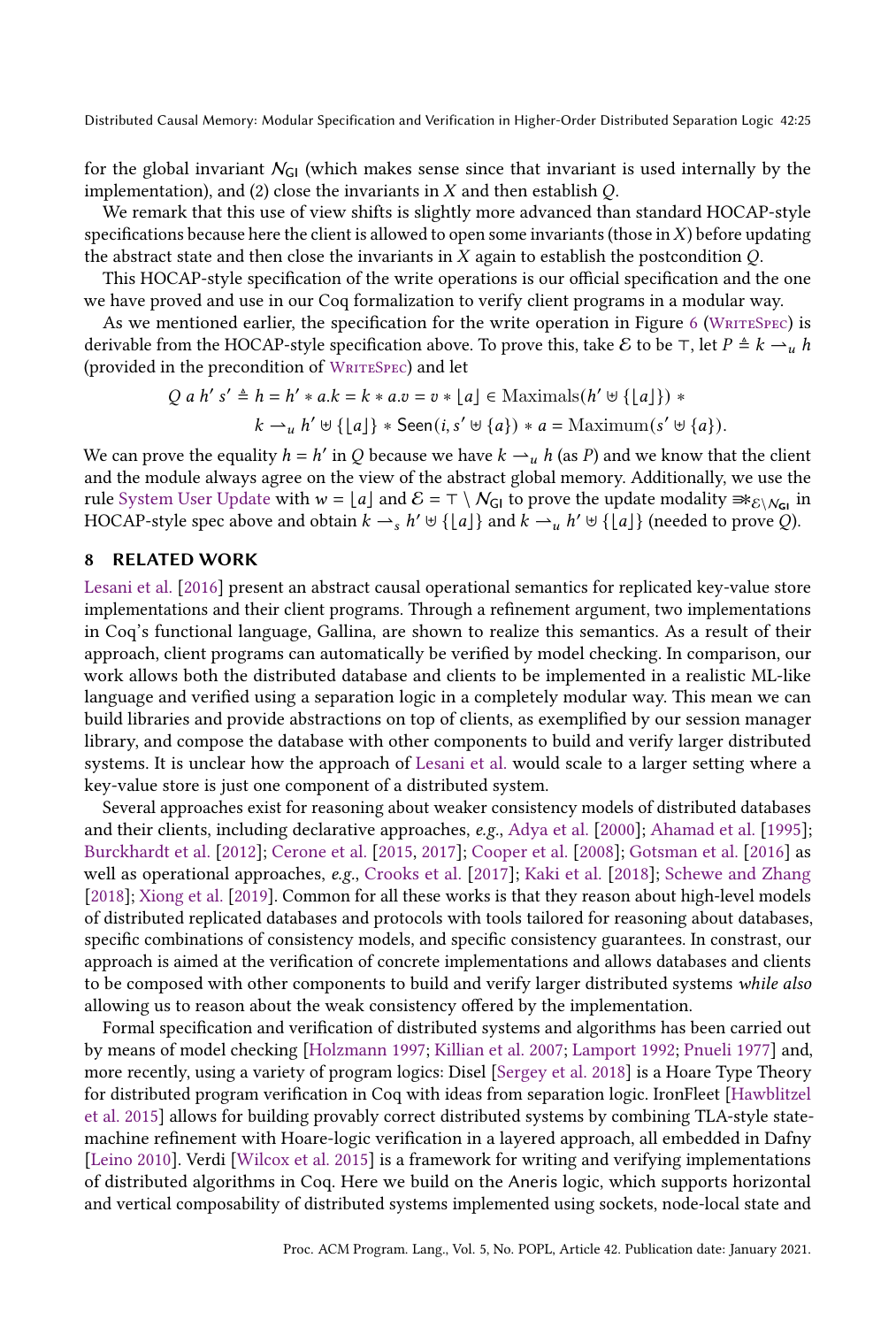for the global invariant $\mathcal{N}_{\mathsf{GI}}$ (which makes sense since that invariant is used internally by the implementation), and (2) close the invariants in $X$ and then establish $Q$.

We remark that this use of view shifts is slightly more advanced than standard HOCAP-style specifications because here the client is allowed to open some invariants (those in $X$) before updating the abstract state and then close the invariants in $X$ again to establish the postcondition $Q$.

This HOCAP-style specification of the write operations is our official specification and the one we have proved and use in our Coq formalization to verify client programs in a modular way.

As we mentioned earlier, the specification for the write operation in Figure 6 (WriteSpec) is derivable from the HOCAP-style specification above. To prove this, take $\mathcal{E}$ to be $\top$, let $P \triangleq k \rightharpoonup_u h$ (provided in the precondition of WriteSpec) and let

$$Q\ a\ h'\ s' \triangleq h = h' * a.k = k * a.v = v * \lfloor a \rfloor \in \text{Maximals}(h' \uplus \{\lfloor a \rfloor\}) *$$
$$k \rightharpoonup_u h' \uplus \{\lfloor a \rfloor\} * \mathsf{Seen}(i, s' \uplus \{a\}) * a = \text{Maximum}(s' \uplus \{a\}).$$

We can prove the equality $h = h'$ in $Q$ because we have $k \rightharpoonup_u h$ (as $P$) and we know that the client and the module always agree on the view of the abstract global memory. Additionally, we use the rule System User Update with $w = \lfloor a \rfloor$ and $\mathcal{E} = \top \setminus \mathcal{N}_{\mathsf{GI}}$ to prove the update modality $\Rrightarrow_{\mathcal{E} \setminus \mathcal{N}_{\mathsf{GI}}}$ in HOCAP-style spec above and obtain $k \rightharpoonup_s h' \uplus \{\lfloor a \rfloor\}$ and $k \rightharpoonup_u h' \uplus \{\lfloor a \rfloor\}$ (needed to prove $Q$).

## 8 RELATED WORK

Lesani et al. [2016] present an abstract causal operational semantics for replicated key-value store implementations and their client programs. Through a refinement argument, two implementations in Coq's functional language, Gallina, are shown to realize this semantics. As a result of their approach, client programs can automatically be verified by model checking. In comparison, our work allows both the distributed database and clients to be implemented in a realistic ML-like language and verified using a separation logic in a completely modular way. This mean we can build libraries and provide abstractions on top of clients, as exemplified by our session manager library, and compose the database with other components to build and verify larger distributed systems. It is unclear how the approach of Lesani et al. would scale to a larger setting where a key-value store is just one component of a distributed system.

Several approaches exist for reasoning about weaker consistency models of distributed databases and their clients, including declarative approaches, *e.g.*, Adya et al. [2000]; Ahamad et al. [1995]; Burckhardt et al. [2012]; Cerone et al. [2015, 2017]; Cooper et al. [2008]; Gotsman et al. [2016] as well as operational approaches, *e.g.*, Crooks et al. [2017]; Kaki et al. [2018]; Schewe and Zhang [2018]; Xiong et al. [2019]. Common for all these works is that they reason about high-level models of distributed replicated databases and protocols with tools tailored for reasoning about databases, specific combinations of consistency models, and specific consistency guarantees. In constrast, our approach is aimed at the verification of concrete implementations and allows databases and clients to be composed with other components to build and verify larger distributed systems *while also* allowing us to reason about the weak consistency offered by the implementation.

Formal specification and verification of distributed systems and algorithms has been carried out by means of model checking [Holzmann 1997; Killian et al. 2007; Lamport 1992; Pnueli 1977] and, more recently, using a variety of program logics: Disel [Sergey et al. 2018] is a Hoare Type Theory for distributed program verification in Coq with ideas from separation logic. IronFleet [Hawblitzel et al. 2015] allows for building provably correct distributed systems by combining TLA-style state-machine refinement with Hoare-logic verification in a layered approach, all embedded in Dafny [Leino 2010]. Verdi [Wilcox et al. 2015] is a framework for writing and verifying implementations of distributed algorithms in Coq. Here we build on the Aneris logic, which supports horizontal and vertical composability of distributed systems implemented using sockets, node-local state and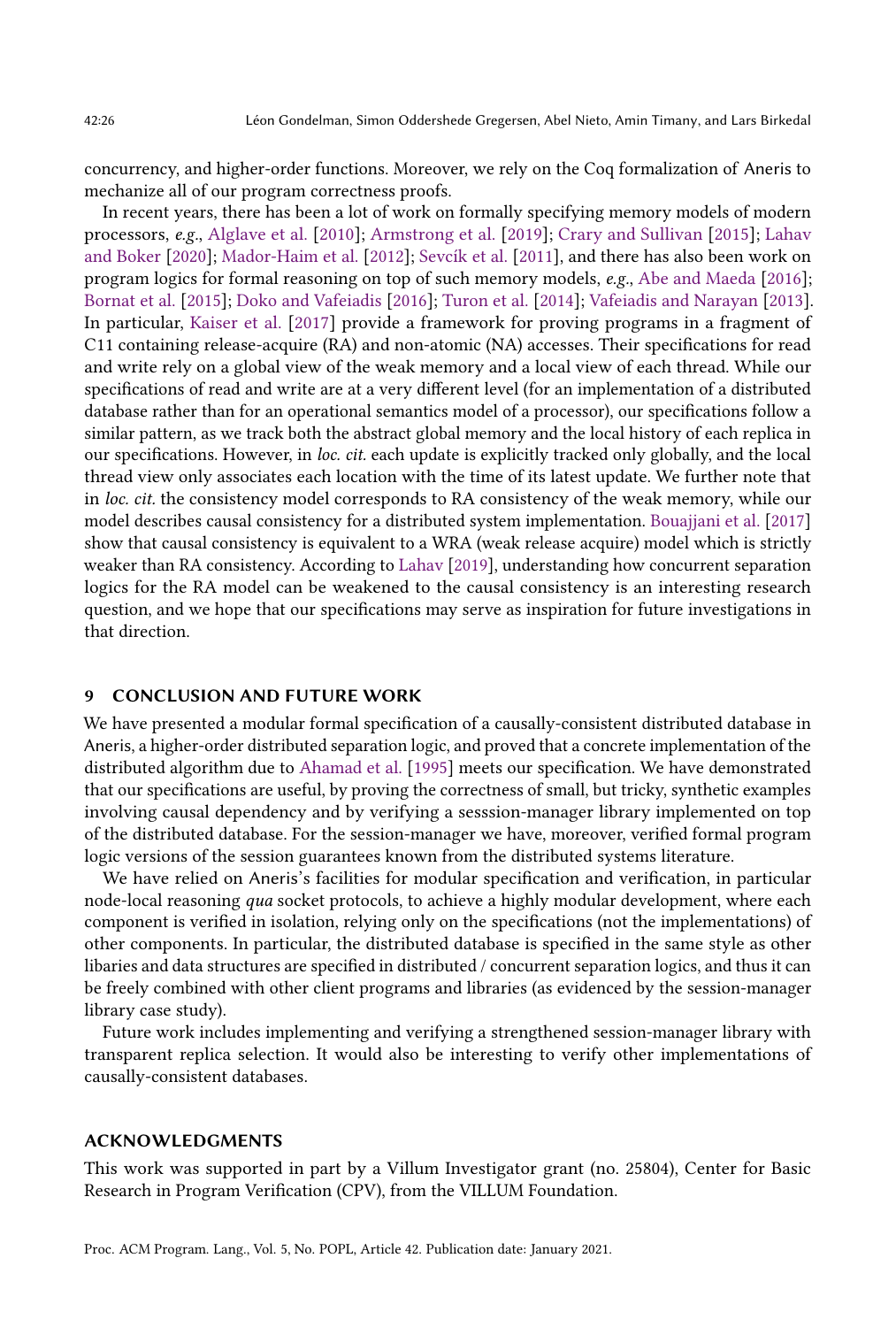concurrency, and higher-order functions. Moreover, we rely on the Coq formalization of Aneris to mechanize all of our program correctness proofs.

In recent years, there has been a lot of work on formally specifying memory models of modern processors, *e.g.*, Alglave et al. [2010]; Armstrong et al. [2019]; Crary and Sullivan [2015]; Lahav and Boker [2020]; Mador-Haim et al. [2012]; Sevcík et al. [2011], and there has also been work on program logics for formal reasoning on top of such memory models, *e.g.*, Abe and Maeda [2016]; Bornat et al. [2015]; Doko and Vafeiadis [2016]; Turon et al. [2014]; Vafeiadis and Narayan [2013]. In particular, Kaiser et al. [2017] provide a framework for proving programs in a fragment of C11 containing release-acquire (RA) and non-atomic (NA) accesses. Their specifications for read and write rely on a global view of the weak memory and a local view of each thread. While our specifications of read and write are at a very different level (for an implementation of a distributed database rather than for an operational semantics model of a processor), our specifications follow a similar pattern, as we track both the abstract global memory and the local history of each replica in our specifications. However, in *loc. cit.* each update is explicitly tracked only globally, and the local thread view only associates each location with the time of its latest update. We further note that in *loc. cit.* the consistency model corresponds to RA consistency of the weak memory, while our model describes causal consistency for a distributed system implementation. Bouajjani et al. [2017] show that causal consistency is equivalent to a WRA (weak release acquire) model which is strictly weaker than RA consistency. According to Lahav [2019], understanding how concurrent separation logics for the RA model can be weakened to the causal consistency is an interesting research question, and we hope that our specifications may serve as inspiration for future investigations in that direction.

## 9 CONCLUSION AND FUTURE WORK

We have presented a modular formal specification of a causally-consistent distributed database in Aneris, a higher-order distributed separation logic, and proved that a concrete implementation of the distributed algorithm due to Ahamad et al. [1995] meets our specification. We have demonstrated that our specifications are useful, by proving the correctness of small, but tricky, synthetic examples involving causal dependency and by verifying a sesssion-manager library implemented on top of the distributed database. For the session-manager we have, moreover, verified formal program logic versions of the session guarantees known from the distributed systems literature.

We have relied on Aneris's facilities for modular specification and verification, in particular node-local reasoning *qua* socket protocols, to achieve a highly modular development, where each component is verified in isolation, relying only on the specifications (not the implementations) of other components. In particular, the distributed database is specified in the same style as other libaries and data structures are specified in distributed / concurrent separation logics, and thus it can be freely combined with other client programs and libraries (as evidenced by the session-manager library case study).

Future work includes implementing and verifying a strengthened session-manager library with transparent replica selection. It would also be interesting to verify other implementations of causally-consistent databases.

## ACKNOWLEDGMENTS

This work was supported in part by a Villum Investigator grant (no. 25804), Center for Basic Research in Program Verification (CPV), from the VILLUM Foundation.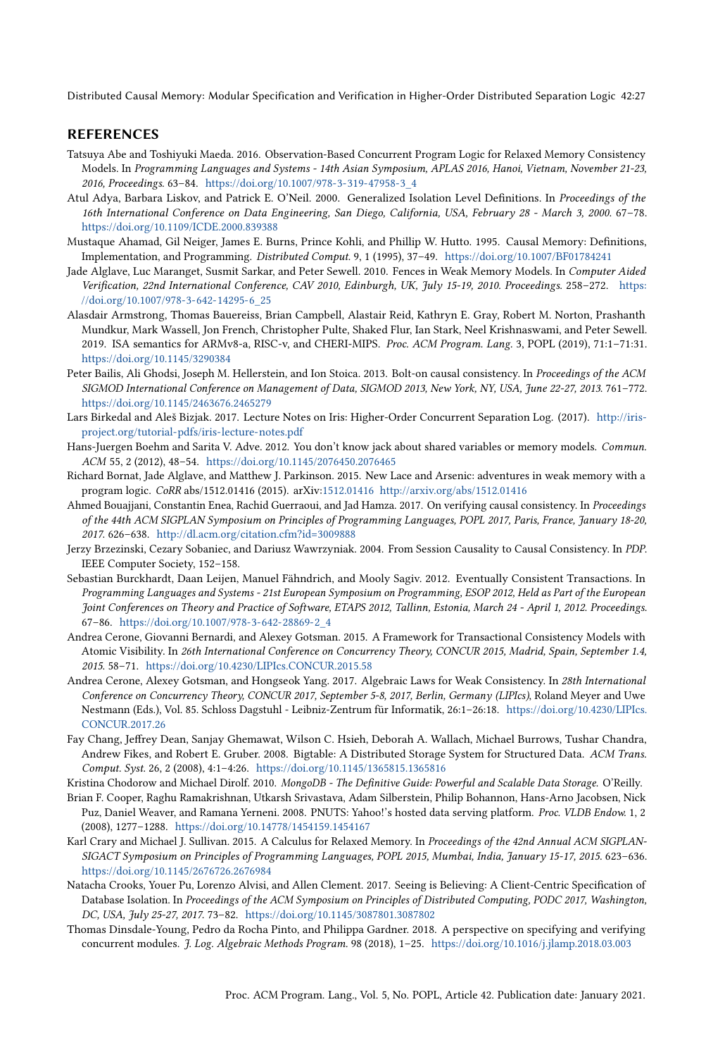## REFERENCES

Tatsuya Abe and Toshiyuki Maeda. 2016. Observation-Based Concurrent Program Logic for Relaxed Memory Consistency Models. In *Programming Languages and Systems - 14th Asian Symposium, APLAS 2016, Hanoi, Vietnam, November 21-23, 2016, Proceedings.* 63–84. https://doi.org/10.1007/978-3-319-47958-3_4

Atul Adya, Barbara Liskov, and Patrick E. O'Neil. 2000. Generalized Isolation Level Definitions. In *Proceedings of the 16th International Conference on Data Engineering, San Diego, California, USA, February 28 - March 3, 2000.* 67–78. https://doi.org/10.1109/ICDE.2000.839388

Mustaque Ahamad, Gil Neiger, James E. Burns, Prince Kohli, and Phillip W. Hutto. 1995. Causal Memory: Definitions, Implementation, and Programming. *Distributed Comput.* 9, 1 (1995), 37–49. https://doi.org/10.1007/BF01784241

Jade Alglave, Luc Maranget, Susmit Sarkar, and Peter Sewell. 2010. Fences in Weak Memory Models. In *Computer Aided Verification, 22nd International Conference, CAV 2010, Edinburgh, UK, July 15-19, 2010. Proceedings.* 258–272. https://doi.org/10.1007/978-3-642-14295-6_25

Alasdair Armstrong, Thomas Bauereiss, Brian Campbell, Alastair Reid, Kathryn E. Gray, Robert M. Norton, Prashanth Mundkur, Mark Wassell, Jon French, Christopher Pulte, Shaked Flur, Ian Stark, Neel Krishnaswami, and Peter Sewell. 2019. ISA semantics for ARMv8-a, RISC-v, and CHERI-MIPS. *Proc. ACM Program. Lang.* 3, POPL (2019), 71:1–71:31. https://doi.org/10.1145/3290384

Peter Bailis, Ali Ghodsi, Joseph M. Hellerstein, and Ion Stoica. 2013. Bolt-on causal consistency. In *Proceedings of the ACM SIGMOD International Conference on Management of Data, SIGMOD 2013, New York, NY, USA, June 22-27, 2013.* 761–772. https://doi.org/10.1145/2463676.2465279

Lars Birkedal and Aleš Bizjak. 2017. Lecture Notes on Iris: Higher-Order Concurrent Separation Log. (2017). http://iris-project.org/tutorial-pdfs/iris-lecture-notes.pdf

Hans-Juergen Boehm and Sarita V. Adve. 2012. You don't know jack about shared variables or memory models. *Commun. ACM* 55, 2 (2012), 48–54. https://doi.org/10.1145/2076450.2076465

Richard Bornat, Jade Alglave, and Matthew J. Parkinson. 2015. New Lace and Arsenic: adventures in weak memory with a program logic. *CoRR* abs/1512.01416 (2015). arXiv:1512.01416 http://arxiv.org/abs/1512.01416

Ahmed Bouajjani, Constantin Enea, Rachid Guerraoui, and Jad Hamza. 2017. On verifying causal consistency. In *Proceedings of the 44th ACM SIGPLAN Symposium on Principles of Programming Languages, POPL 2017, Paris, France, January 18-20, 2017.* 626–638. http://dl.acm.org/citation.cfm?id=3009888

Jerzy Brzezinski, Cezary Sobaniec, and Dariusz Wawrzyniak. 2004. From Session Causality to Causal Consistency. In *PDP*. IEEE Computer Society, 152–158.

Sebastian Burckhardt, Daan Leijen, Manuel Fähndrich, and Mooly Sagiv. 2012. Eventually Consistent Transactions. In *Programming Languages and Systems - 21st European Symposium on Programming, ESOP 2012, Held as Part of the European Joint Conferences on Theory and Practice of Software, ETAPS 2012, Tallinn, Estonia, March 24 - April 1, 2012. Proceedings.* 67–86. https://doi.org/10.1007/978-3-642-28869-2_4

Andrea Cerone, Giovanni Bernardi, and Alexey Gotsman. 2015. A Framework for Transactional Consistency Models with Atomic Visibility. In *26th International Conference on Concurrency Theory, CONCUR 2015, Madrid, Spain, September 1.4, 2015.* 58–71. https://doi.org/10.4230/LIPIcs.CONCUR.2015.58

Andrea Cerone, Alexey Gotsman, and Hongseok Yang. 2017. Algebraic Laws for Weak Consistency. In *28th International Conference on Concurrency Theory, CONCUR 2017, September 5-8, 2017, Berlin, Germany (LIPIcs)*, Roland Meyer and Uwe Nestmann (Eds.), Vol. 85. Schloss Dagstuhl - Leibniz-Zentrum für Informatik, 26:1–26:18. https://doi.org/10.4230/LIPIcs.CONCUR.2017.26

Fay Chang, Jeffrey Dean, Sanjay Ghemawat, Wilson C. Hsieh, Deborah A. Wallach, Michael Burrows, Tushar Chandra, Andrew Fikes, and Robert E. Gruber. 2008. Bigtable: A Distributed Storage System for Structured Data. *ACM Trans. Comput. Syst.* 26, 2 (2008), 4:1–4:26. https://doi.org/10.1145/1365815.1365816

Kristina Chodorow and Michael Dirolf. 2010. *MongoDB - The Definitive Guide: Powerful and Scalable Data Storage.* O'Reilly.

Brian F. Cooper, Raghu Ramakrishnan, Utkarsh Srivastava, Adam Silberstein, Philip Bohannon, Hans-Arno Jacobsen, Nick Puz, Daniel Weaver, and Ramana Yerneni. 2008. PNUTS: Yahoo!'s hosted data serving platform. *Proc. VLDB Endow.* 1, 2 (2008), 1277–1288. https://doi.org/10.14778/1454159.1454167

Karl Crary and Michael J. Sullivan. 2015. A Calculus for Relaxed Memory. In *Proceedings of the 42nd Annual ACM SIGPLAN-SIGACT Symposium on Principles of Programming Languages, POPL 2015, Mumbai, India, January 15-17, 2015.* 623–636. https://doi.org/10.1145/2676726.2676984

Natacha Crooks, Youer Pu, Lorenzo Alvisi, and Allen Clement. 2017. Seeing is Believing: A Client-Centric Specification of Database Isolation. In *Proceedings of the ACM Symposium on Principles of Distributed Computing, PODC 2017, Washington, DC, USA, July 25-27, 2017.* 73–82. https://doi.org/10.1145/3087801.3087802

Thomas Dinsdale-Young, Pedro da Rocha Pinto, and Philippa Gardner. 2018. A perspective on specifying and verifying concurrent modules. *J. Log. Algebraic Methods Program.* 98 (2018), 1–25. https://doi.org/10.1016/j.jlamp.2018.03.003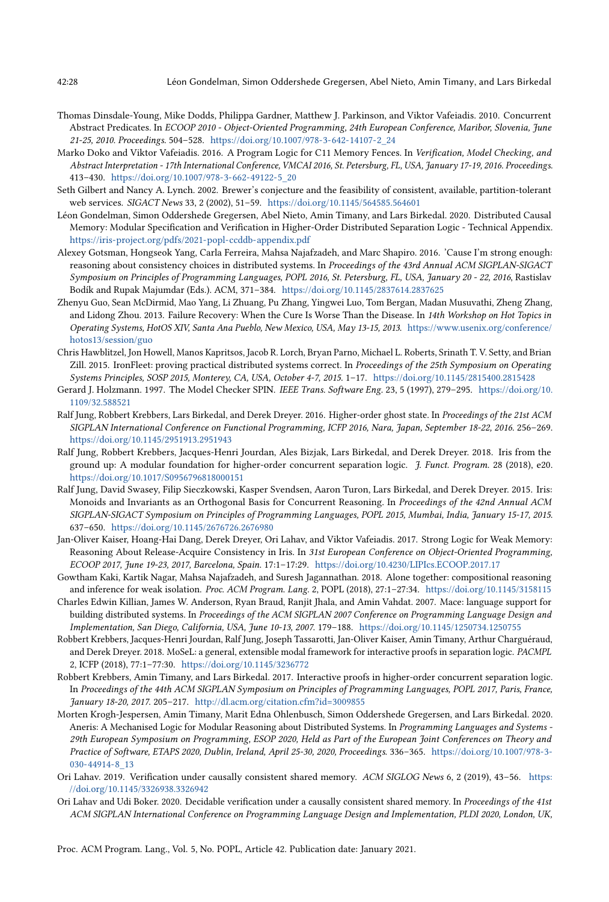Thomas Dinsdale-Young, Mike Dodds, Philippa Gardner, Matthew J. Parkinson, and Viktor Vafeiadis. 2010. Concurrent Abstract Predicates. In *ECOOP 2010 - Object-Oriented Programming, 24th European Conference, Maribor, Slovenia, June 21-25, 2010. Proceedings*. 504–528. https://doi.org/10.1007/978-3-642-14107-2_24

Marko Doko and Viktor Vafeiadis. 2016. A Program Logic for C11 Memory Fences. In *Verification, Model Checking, and Abstract Interpretation - 17th International Conference, VMCAI 2016, St. Petersburg, FL, USA, January 17-19, 2016. Proceedings*. 413–430. https://doi.org/10.1007/978-3-662-49122-5_20

Seth Gilbert and Nancy A. Lynch. 2002. Brewer's conjecture and the feasibility of consistent, available, partition-tolerant web services. *SIGACT News* 33, 2 (2002), 51–59. https://doi.org/10.1145/564585.564601

Léon Gondelman, Simon Oddershede Gregersen, Abel Nieto, Amin Timany, and Lars Birkedal. 2020. Distributed Causal Memory: Modular Specification and Verification in Higher-Order Distributed Separation Logic - Technical Appendix. https://iris-project.org/pdfs/2021-popl-ccddb-appendix.pdf

Alexey Gotsman, Hongseok Yang, Carla Ferreira, Mahsa Najafzadeh, and Marc Shapiro. 2016. 'Cause I'm strong enough: reasoning about consistency choices in distributed systems. In *Proceedings of the 43rd Annual ACM SIGPLAN-SIGACT Symposium on Principles of Programming Languages, POPL 2016, St. Petersburg, FL, USA, January 20 - 22, 2016*, Rastislav Bodík and Rupak Majumdar (Eds.). ACM, 371–384. https://doi.org/10.1145/2837614.2837625

Zhenyu Guo, Sean McDirmid, Mao Yang, Li Zhuang, Pu Zhang, Yingwei Luo, Tom Bergan, Madan Musuvathi, Zheng Zhang, and Lidong Zhou. 2013. Failure Recovery: When the Cure Is Worse Than the Disease. In *14th Workshop on Hot Topics in Operating Systems, HotOS XIV, Santa Ana Pueblo, New Mexico, USA, May 13-15, 2013*. https://www.usenix.org/conference/hotos13/session/guo

Chris Hawblitzel, Jon Howell, Manos Kapritsos, Jacob R. Lorch, Bryan Parno, Michael L. Roberts, Srinath T. V. Setty, and Brian Zill. 2015. IronFleet: proving practical distributed systems correct. In *Proceedings of the 25th Symposium on Operating Systems Principles, SOSP 2015, Monterey, CA, USA, October 4-7, 2015*. 1–17. https://doi.org/10.1145/2815400.2815428

Gerard J. Holzmann. 1997. The Model Checker SPIN. *IEEE Trans. Software Eng.* 23, 5 (1997), 279–295. https://doi.org/10.1109/32.588521

Ralf Jung, Robbert Krebbers, Lars Birkedal, and Derek Dreyer. 2016. Higher-order ghost state. In *Proceedings of the 21st ACM SIGPLAN International Conference on Functional Programming, ICFP 2016, Nara, Japan, September 18-22, 2016*. 256–269. https://doi.org/10.1145/2951913.2951943

Ralf Jung, Robbert Krebbers, Jacques-Henri Jourdan, Ales Bizjak, Lars Birkedal, and Derek Dreyer. 2018. Iris from the ground up: A modular foundation for higher-order concurrent separation logic. *J. Funct. Program.* 28 (2018), e20. https://doi.org/10.1017/S0956796818000151

Ralf Jung, David Swasey, Filip Sieczkowski, Kasper Svendsen, Aaron Turon, Lars Birkedal, and Derek Dreyer. 2015. Iris: Monoids and Invariants as an Orthogonal Basis for Concurrent Reasoning. In *Proceedings of the 42nd Annual ACM SIGPLAN-SIGACT Symposium on Principles of Programming Languages, POPL 2015, Mumbai, India, January 15-17, 2015*. 637–650. https://doi.org/10.1145/2676726.2676980

Jan-Oliver Kaiser, Hoang-Hai Dang, Derek Dreyer, Ori Lahav, and Viktor Vafeiadis. 2017. Strong Logic for Weak Memory: Reasoning About Release-Acquire Consistency in Iris. In *31st European Conference on Object-Oriented Programming, ECOOP 2017, June 19-23, 2017, Barcelona, Spain*. 17:1–17:29. https://doi.org/10.4230/LIPIcs.ECOOP.2017.17

Gowtham Kaki, Kartik Nagar, Mahsa Najafzadeh, and Suresh Jagannathan. 2018. Alone together: compositional reasoning and inference for weak isolation. *Proc. ACM Program. Lang.* 2, POPL (2018), 27:1–27:34. https://doi.org/10.1145/3158115

Charles Edwin Killian, James W. Anderson, Ryan Braud, Ranjit Jhala, and Amin Vahdat. 2007. Mace: language support for building distributed systems. In *Proceedings of the ACM SIGPLAN 2007 Conference on Programming Language Design and Implementation, San Diego, California, USA, June 10-13, 2007*. 179–188. https://doi.org/10.1145/1250734.1250755

Robbert Krebbers, Jacques-Henri Jourdan, Ralf Jung, Joseph Tassarotti, Jan-Oliver Kaiser, Amin Timany, Arthur Charguéraud, and Derek Dreyer. 2018. MoSeL: a general, extensible modal framework for interactive proofs in separation logic. *PACMPL* 2, ICFP (2018), 77:1–77:30. https://doi.org/10.1145/3236772

Robbert Krebbers, Amin Timany, and Lars Birkedal. 2017. Interactive proofs in higher-order concurrent separation logic. In *Proceedings of the 44th ACM SIGPLAN Symposium on Principles of Programming Languages, POPL 2017, Paris, France, January 18-20, 2017*. 205–217. http://dl.acm.org/citation.cfm?id=3009855

Morten Krogh-Jespersen, Amin Timany, Marit Edna Ohlenbusch, Simon Oddershede Gregersen, and Lars Birkedal. 2020. Aneris: A Mechanised Logic for Modular Reasoning about Distributed Systems. In *Programming Languages and Systems - 29th European Symposium on Programming, ESOP 2020, Held as Part of the European Joint Conferences on Theory and Practice of Software, ETAPS 2020, Dublin, Ireland, April 25-30, 2020, Proceedings*. 336–365. https://doi.org/10.1007/978-3-030-44914-8_13

Ori Lahav. 2019. Verification under causally consistent shared memory. *ACM SIGLOG News* 6, 2 (2019), 43–56. https://doi.org/10.1145/3326938.3326942

Ori Lahav and Udi Boker. 2020. Decidable verification under a causally consistent shared memory. In *Proceedings of the 41st ACM SIGPLAN International Conference on Programming Language Design and Implementation, PLDI 2020, London, UK,*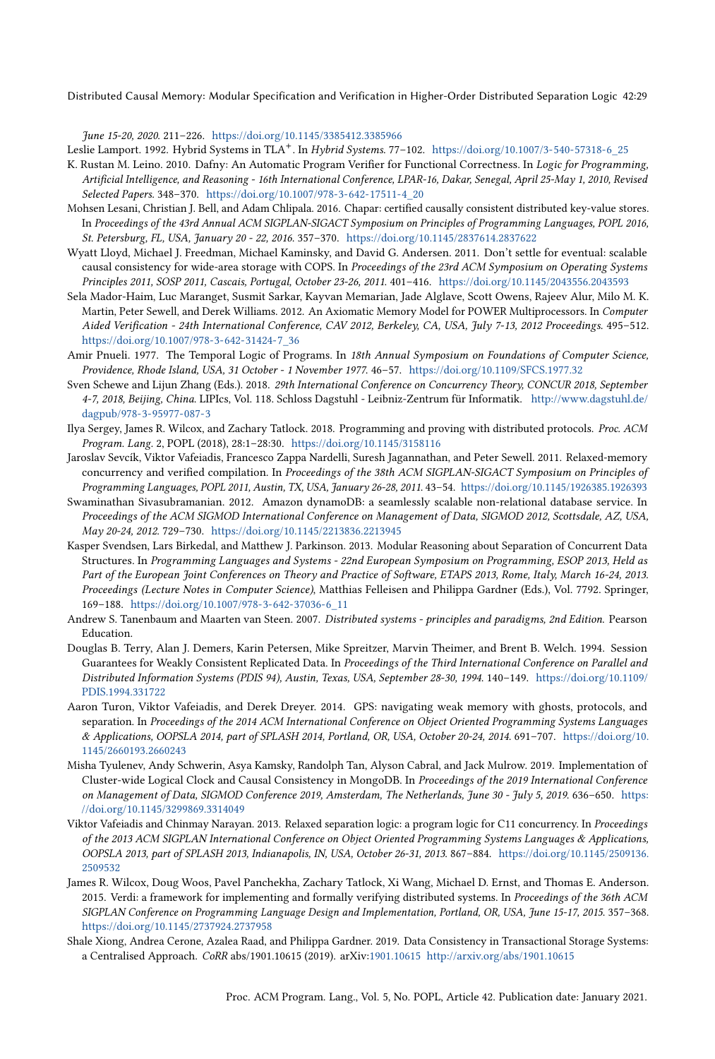*June 15-20, 2020*. 211–226. https://doi.org/10.1145/3385412.3385966

Leslie Lamport. 1992. Hybrid Systems in TLA$^+$. In *Hybrid Systems*. 77–102. https://doi.org/10.1007/3-540-57318-6_25

K. Rustan M. Leino. 2010. Dafny: An Automatic Program Verifier for Functional Correctness. In *Logic for Programming, Artificial Intelligence, and Reasoning - 16th International Conference, LPAR-16, Dakar, Senegal, April 25-May 1, 2010, Revised Selected Papers*. 348–370. https://doi.org/10.1007/978-3-642-17511-4_20

Mohsen Lesani, Christian J. Bell, and Adam Chlipala. 2016. Chapar: certified causally consistent distributed key-value stores. In *Proceedings of the 43rd Annual ACM SIGPLAN-SIGACT Symposium on Principles of Programming Languages, POPL 2016, St. Petersburg, FL, USA, January 20 - 22, 2016*. 357–370. https://doi.org/10.1145/2837614.2837622

Wyatt Lloyd, Michael J. Freedman, Michael Kaminsky, and David G. Andersen. 2011. Don't settle for eventual: scalable causal consistency for wide-area storage with COPS. In *Proceedings of the 23rd ACM Symposium on Operating Systems Principles 2011, SOSP 2011, Cascais, Portugal, October 23-26, 2011*. 401–416. https://doi.org/10.1145/2043556.2043593

Sela Mador-Haim, Luc Maranget, Susmit Sarkar, Kayvan Memarian, Jade Alglave, Scott Owens, Rajeev Alur, Milo M. K. Martin, Peter Sewell, and Derek Williams. 2012. An Axiomatic Memory Model for POWER Multiprocessors. In *Computer Aided Verification - 24th International Conference, CAV 2012, Berkeley, CA, USA, July 7-13, 2012 Proceedings*. 495–512. https://doi.org/10.1007/978-3-642-31424-7_36

Amir Pnueli. 1977. The Temporal Logic of Programs. In *18th Annual Symposium on Foundations of Computer Science, Providence, Rhode Island, USA, 31 October - 1 November 1977*. 46–57. https://doi.org/10.1109/SFCS.1977.32

Sven Schewe and Lijun Zhang (Eds.). 2018. *29th International Conference on Concurrency Theory, CONCUR 2018, September 4-7, 2018, Beijing, China*. LIPIcs, Vol. 118. Schloss Dagstuhl - Leibniz-Zentrum für Informatik. http://www.dagstuhl.de/dagpub/978-3-95977-087-3

Ilya Sergey, James R. Wilcox, and Zachary Tatlock. 2018. Programming and proving with distributed protocols. *Proc. ACM Program. Lang.* 2, POPL (2018), 28:1–28:30. https://doi.org/10.1145/3158116

Jaroslav Sevcík, Viktor Vafeiadis, Francesco Zappa Nardelli, Suresh Jagannathan, and Peter Sewell. 2011. Relaxed-memory concurrency and verified compilation. In *Proceedings of the 38th ACM SIGPLAN-SIGACT Symposium on Principles of Programming Languages, POPL 2011, Austin, TX, USA, January 26-28, 2011*. 43–54. https://doi.org/10.1145/1926385.1926393

Swaminathan Sivasubramanian. 2012. Amazon dynamoDB: a seamlessly scalable non-relational database service. In *Proceedings of the ACM SIGMOD International Conference on Management of Data, SIGMOD 2012, Scottsdale, AZ, USA, May 20-24, 2012*. 729–730. https://doi.org/10.1145/2213836.2213945

Kasper Svendsen, Lars Birkedal, and Matthew J. Parkinson. 2013. Modular Reasoning about Separation of Concurrent Data Structures. In *Programming Languages and Systems - 22nd European Symposium on Programming, ESOP 2013, Held as Part of the European Joint Conferences on Theory and Practice of Software, ETAPS 2013, Rome, Italy, March 16-24, 2013. Proceedings (Lecture Notes in Computer Science)*, Matthias Felleisen and Philippa Gardner (Eds.), Vol. 7792. Springer, 169–188. https://doi.org/10.1007/978-3-642-37036-6_11

Andrew S. Tanenbaum and Maarten van Steen. 2007. *Distributed systems - principles and paradigms, 2nd Edition*. Pearson Education.

Douglas B. Terry, Alan J. Demers, Karin Petersen, Mike Spreitzer, Marvin Theimer, and Brent B. Welch. 1994. Session Guarantees for Weakly Consistent Replicated Data. In *Proceedings of the Third International Conference on Parallel and Distributed Information Systems (PDIS 94), Austin, Texas, USA, September 28-30, 1994*. 140–149. https://doi.org/10.1109/PDIS.1994.331722

Aaron Turon, Viktor Vafeiadis, and Derek Dreyer. 2014. GPS: navigating weak memory with ghosts, protocols, and separation. In *Proceedings of the 2014 ACM International Conference on Object Oriented Programming Systems Languages & Applications, OOPSLA 2014, part of SPLASH 2014, Portland, OR, USA, October 20-24, 2014*. 691–707. https://doi.org/10.1145/2660193.2660243

Misha Tyulenev, Andy Schwerin, Asya Kamsky, Randolph Tan, Alyson Cabral, and Jack Mulrow. 2019. Implementation of Cluster-wide Logical Clock and Causal Consistency in MongoDB. In *Proceedings of the 2019 International Conference on Management of Data, SIGMOD Conference 2019, Amsterdam, The Netherlands, June 30 - July 5, 2019*. 636–650. https://doi.org/10.1145/3299869.3314049

Viktor Vafeiadis and Chinmay Narayan. 2013. Relaxed separation logic: a program logic for C11 concurrency. In *Proceedings of the 2013 ACM SIGPLAN International Conference on Object Oriented Programming Systems Languages & Applications, OOPSLA 2013, part of SPLASH 2013, Indianapolis, IN, USA, October 26-31, 2013*. 867–884. https://doi.org/10.1145/2509136.2509532

James R. Wilcox, Doug Woos, Pavel Panchekha, Zachary Tatlock, Xi Wang, Michael D. Ernst, and Thomas E. Anderson. 2015. Verdi: a framework for implementing and formally verifying distributed systems. In *Proceedings of the 36th ACM SIGPLAN Conference on Programming Language Design and Implementation, Portland, OR, USA, June 15-17, 2015*. 357–368. https://doi.org/10.1145/2737924.2737958

Shale Xiong, Andrea Cerone, Azalea Raad, and Philippa Gardner. 2019. Data Consistency in Transactional Storage Systems: a Centralised Approach. *CoRR* abs/1901.10615 (2019). arXiv:1901.10615 http://arxiv.org/abs/1901.10615